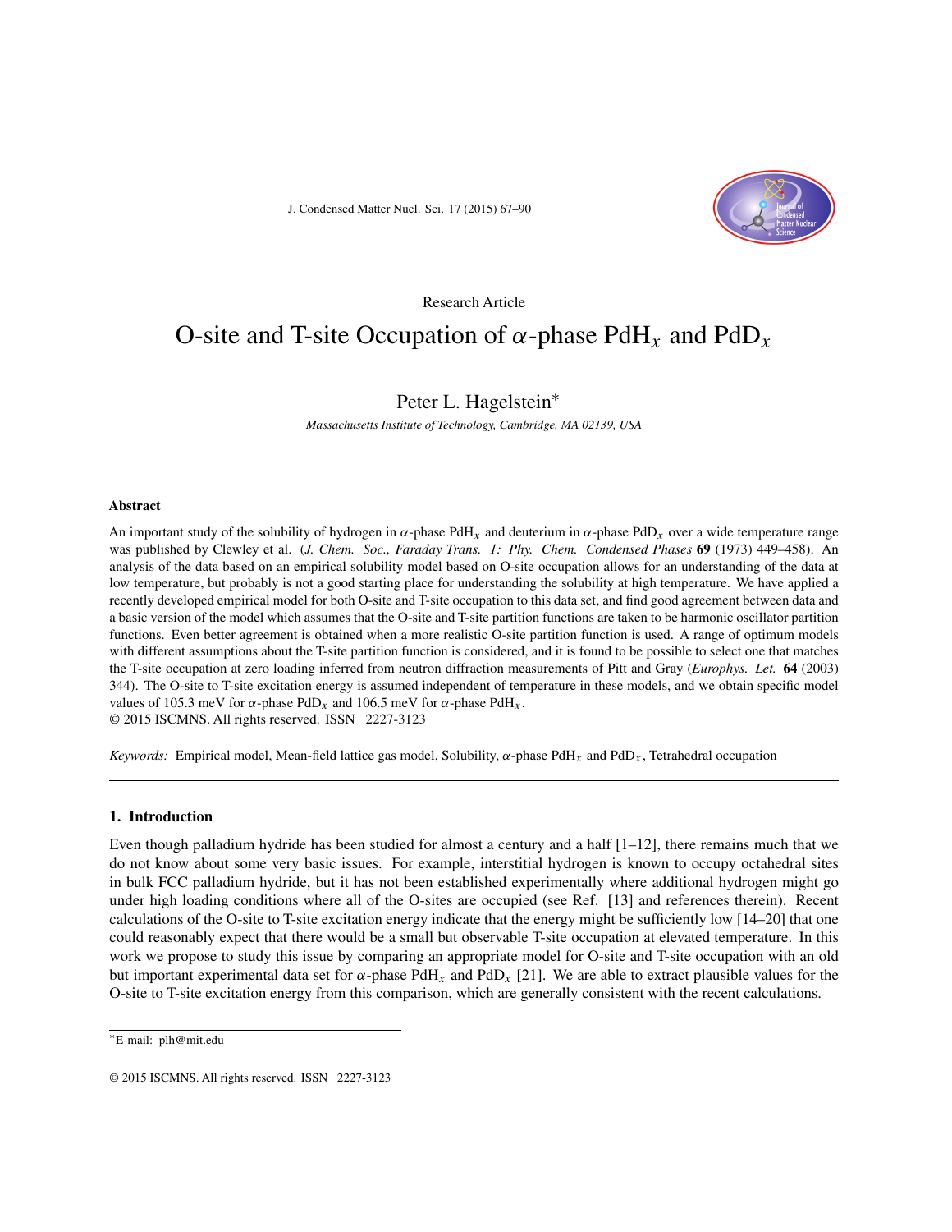Research Article

# O-site and T-site Occupation of $\alpha$-phase $PdH_x$ and $PdD_x$

**Peter L. Hagelstein***

*Massachusetts Institute of Technology, Cambridge, MA 02139, USA*

---

**Abstract**

An important study of the solubility of hydrogen in $\alpha$-phase $PdH_x$ and deuterium in $\alpha$-phase $PdD_x$ over a wide temperature range was published by Clewley et al. (*J. Chem. Soc., Faraday Trans. 1: Phy. Chem. Condensed Phases* **69** (1973) 449–458). An analysis of the data based on an empirical solubility model based on O-site occupation allows for an understanding of the data at low temperature, but probably is not a good starting place for understanding the solubility at high temperature. We have applied a recently developed empirical model for both O-site and T-site occupation to this data set, and find good agreement between data and a basic version of the model which assumes that the O-site and T-site partition functions are taken to be harmonic oscillator partition functions. Even better agreement is obtained when a more realistic O-site partition function is used. A range of optimum models with different assumptions about the T-site partition function is considered, and it is found to be possible to select one that matches the T-site occupation at zero loading inferred from neutron diffraction measurements of Pitt and Gray (*Europhys. Let.* **64** (2003) 344). The O-site to T-site excitation energy is assumed independent of temperature in these models, and we obtain specific model values of 105.3 meV for $\alpha$-phase $PdD_x$ and 106.5 meV for $\alpha$-phase $PdH_x$.

© 2015 ISCMNS. All rights reserved. ISSN 2227-3123

*Keywords:* Empirical model, Mean-field lattice gas model, Solubility, $\alpha$-phase $PdH_x$ and $PdD_x$, Tetrahedral occupation

---

## 1. Introduction

Even though palladium hydride has been studied for almost a century and a half [1–12], there remains much that we do not know about some very basic issues. For example, interstitial hydrogen is known to occupy octahedral sites in bulk FCC palladium hydride, but it has not been established experimentally where additional hydrogen might go under high loading conditions where all of the O-sites are occupied (see Ref. [13] and references therein). Recent calculations of the O-site to T-site excitation energy indicate that the energy might be sufficiently low [14–20] that one could reasonably expect that there would be a small but observable T-site occupation at elevated temperature. In this work we propose to study this issue by comparing an appropriate model for O-site and T-site occupation with an old but important experimental data set for $\alpha$-phase $PdH_x$ and $PdD_x$ [21]. We are able to extract plausible values for the O-site to T-site excitation energy from this comparison, which are generally consistent with the recent calculations.

---

*E-mail: plh@mit.edu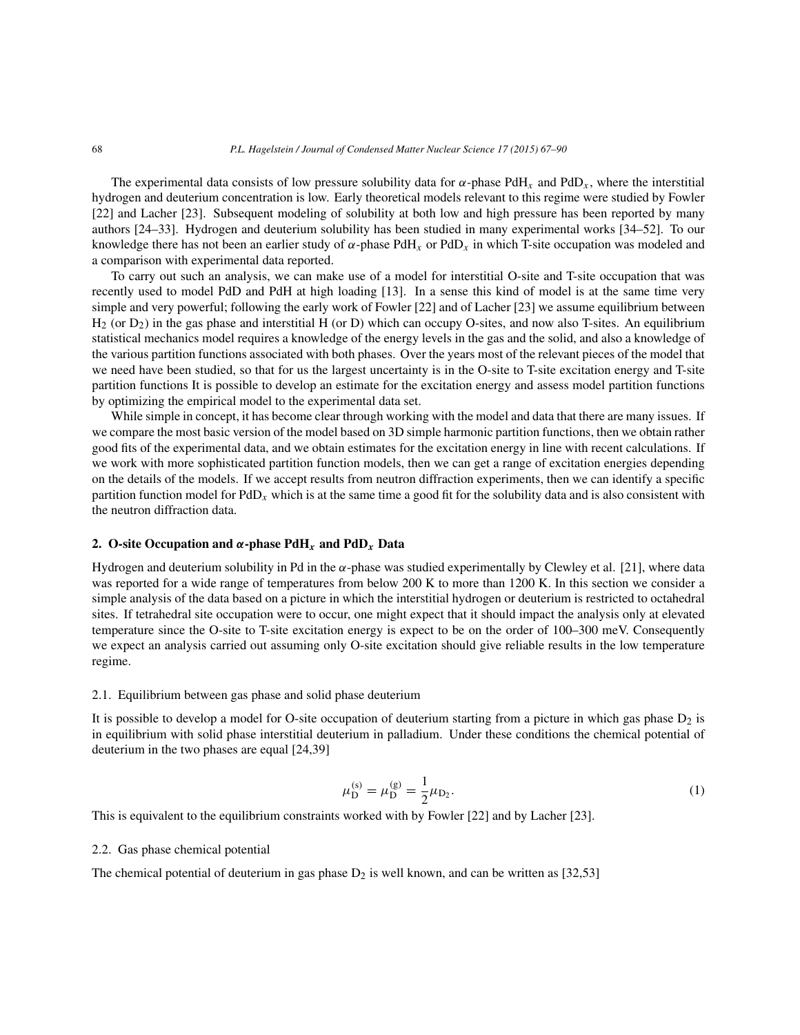The experimental data consists of low pressure solubility data for $\alpha$-phase $PdH_x$ and $PdD_x$, where the interstitial hydrogen and deuterium concentration is low. Early theoretical models relevant to this regime were studied by Fowler [22] and Lacher [23]. Subsequent modeling of solubility at both low and high pressure has been reported by many authors [24–33]. Hydrogen and deuterium solubility has been studied in many experimental works [34–52]. To our knowledge there has not been an earlier study of $\alpha$-phase $PdH_x$ or $PdD_x$ in which T-site occupation was modeled and a comparison with experimental data reported.

To carry out such an analysis, we can make use of a model for interstitial O-site and T-site occupation that was recently used to model PdD and PdH at high loading [13]. In a sense this kind of model is at the same time very simple and very powerful; following the early work of Fowler [22] and of Lacher [23] we assume equilibrium between $H_2$ (or $D_2$) in the gas phase and interstitial H (or D) which can occupy O-sites, and now also T-sites. An equilibrium statistical mechanics model requires a knowledge of the energy levels in the gas and the solid, and also a knowledge of the various partition functions associated with both phases. Over the years most of the relevant pieces of the model that we need have been studied, so that for us the largest uncertainty is in the O-site to T-site excitation energy and T-site partition functions It is possible to develop an estimate for the excitation energy and assess model partition functions by optimizing the empirical model to the experimental data set.

While simple in concept, it has become clear through working with the model and data that there are many issues. If we compare the most basic version of the model based on 3D simple harmonic partition functions, then we obtain rather good fits of the experimental data, and we obtain estimates for the excitation energy in line with recent calculations. If we work with more sophisticated partition function models, then we can get a range of excitation energies depending on the details of the models. If we accept results from neutron diffraction experiments, then we can identify a specific partition function model for $PdD_x$ which is at the same time a good fit for the solubility data and is also consistent with the neutron diffraction data.

## 2. O-site Occupation and $\alpha$-phase $PdH_x$ and $PdD_x$ Data

Hydrogen and deuterium solubility in Pd in the $\alpha$-phase was studied experimentally by Clewley et al. [21], where data was reported for a wide range of temperatures from below 200 K to more than 1200 K. In this section we consider a simple analysis of the data based on a picture in which the interstitial hydrogen or deuterium is restricted to octahedral sites. If tetrahedral site occupation were to occur, one might expect that it should impact the analysis only at elevated temperature since the O-site to T-site excitation energy is expect to be on the order of 100–300 meV. Consequently we expect an analysis carried out assuming only O-site excitation should give reliable results in the low temperature regime.

### 2.1. Equilibrium between gas phase and solid phase deuterium

It is possible to develop a model for O-site occupation of deuterium starting from a picture in which gas phase $D_2$ is in equilibrium with solid phase interstitial deuterium in palladium. Under these conditions the chemical potential of deuterium in the two phases are equal [24,39]

$$\mu_{\rm D}^{(s)} = \mu_{\rm D}^{(g)} = \frac{1}{2}\mu_{\rm D_2}. \tag{1}$$

This is equivalent to the equilibrium constraints worked with by Fowler [22] and by Lacher [23].

### 2.2. Gas phase chemical potential

The chemical potential of deuterium in gas phase $D_2$ is well known, and can be written as [32,53]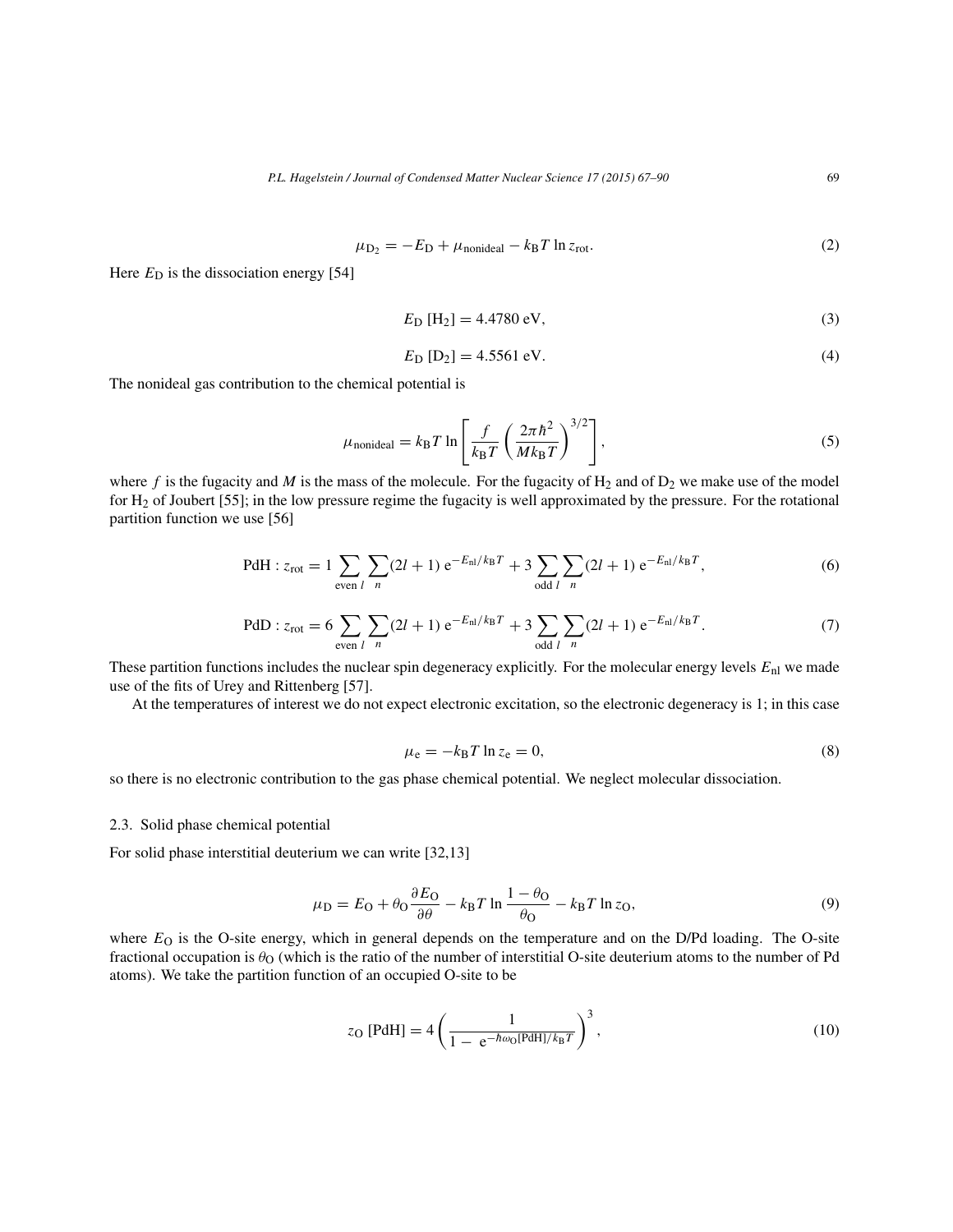$$\mu_{D_2} = -E_D + \mu_{\text{nonideal}} - k_B T \ln z_{\text{rot}}. \tag{2}$$

Here $E_D$ is the dissociation energy [54]

$$E_D\ [H_2] = 4.4780\ \text{eV}, \tag{3}$$

$$E_D\ [D_2] = 4.5561\ \text{eV}. \tag{4}$$

The nonideal gas contribution to the chemical potential is

$$\mu_{\text{nonideal}} = k_B T \ln \left[ \frac{f}{k_B T} \left( \frac{2\pi \hbar^2}{M k_B T} \right)^{3/2} \right], \tag{5}$$

where $f$ is the fugacity and $M$ is the mass of the molecule. For the fugacity of $H_2$ and of $D_2$ we make use of the model for $H_2$ of Joubert [55]; in the low pressure regime the fugacity is well approximated by the pressure. For the rotational partition function we use [56]

$$\text{PdH} : z_{\text{rot}} = 1 \sum_{\text{even } l} \sum_n (2l+1)\ e^{-E_{nl}/k_B T} + 3 \sum_{\text{odd } l} \sum_n (2l+1)\ e^{-E_{nl}/k_B T}, \tag{6}$$

$$\text{PdD} : z_{\text{rot}} = 6 \sum_{\text{even } l} \sum_n (2l+1)\ e^{-E_{nl}/k_B T} + 3 \sum_{\text{odd } l} \sum_n (2l+1)\ e^{-E_{nl}/k_B T}. \tag{7}$$

These partition functions includes the nuclear spin degeneracy explicitly. For the molecular energy levels $E_{nl}$ we made use of the fits of Urey and Rittenberg [57].

At the temperatures of interest we do not expect electronic excitation, so the electronic degeneracy is 1; in this case

$$\mu_e = -k_B T \ln z_e = 0, \tag{8}$$

so there is no electronic contribution to the gas phase chemical potential. We neglect molecular dissociation.

### 2.3. Solid phase chemical potential

For solid phase interstitial deuterium we can write [32,13]

$$\mu_D = E_O + \theta_O \frac{\partial E_O}{\partial \theta} - k_B T \ln \frac{1-\theta_O}{\theta_O} - k_B T \ln z_O, \tag{9}$$

where $E_O$ is the O-site energy, which in general depends on the temperature and on the D/Pd loading. The O-site fractional occupation is $\theta_O$ (which is the ratio of the number of interstitial O-site deuterium atoms to the number of Pd atoms). We take the partition function of an occupied O-site to be

$$z_O\ [\text{PdH}] = 4 \left( \frac{1}{1 - e^{-\hbar\omega_O[\text{PdH}]/k_B T}} \right)^3, \tag{10}$$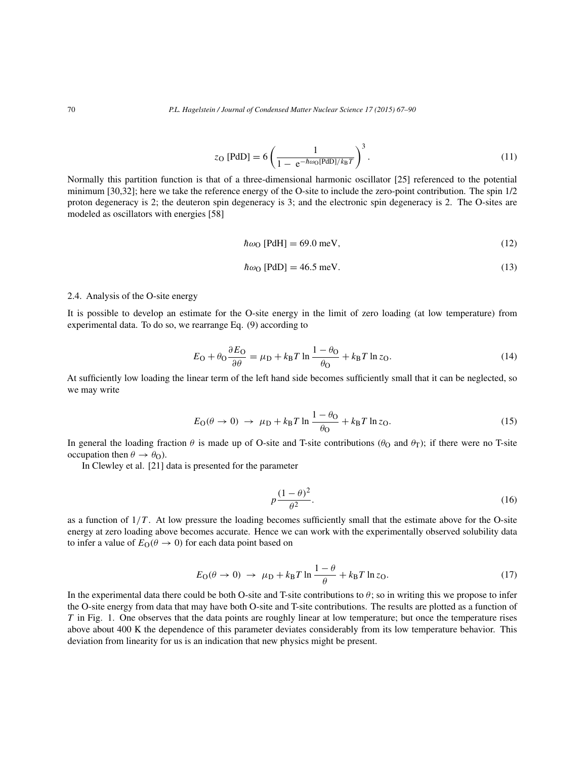$$z_{\mathrm{O}}\,[\mathrm{PdD}] = 6\left(\frac{1}{1-\,\mathrm{e}^{-\hbar\omega_{\mathrm{O}}[\mathrm{PdD}]/k_{\mathrm{B}}T}}\right)^3. \tag{11}$$

Normally this partition function is that of a three-dimensional harmonic oscillator [25] referenced to the potential minimum [30,32]; here we take the reference energy of the O-site to include the zero-point contribution. The spin 1/2 proton degeneracy is 2; the deuteron spin degeneracy is 3; and the electronic spin degeneracy is 2. The O-sites are modeled as oscillators with energies [58]

$$\hbar\omega_{\mathrm{O}}\,[\mathrm{PdH}] = 69.0\ \mathrm{meV}, \tag{12}$$

$$\hbar\omega_{\mathrm{O}}\,[\mathrm{PdD}] = 46.5\ \mathrm{meV}. \tag{13}$$

### 2.4. Analysis of the O-site energy

It is possible to develop an estimate for the O-site energy in the limit of zero loading (at low temperature) from experimental data. To do so, we rearrange Eq. (9) according to

$$E_{\mathrm{O}} + \theta_{\mathrm{O}}\frac{\partial E_{\mathrm{O}}}{\partial \theta} = \mu_{\mathrm{D}} + k_{\mathrm{B}}T\ln\frac{1-\theta_{\mathrm{O}}}{\theta_{\mathrm{O}}} + k_{\mathrm{B}}T\ln z_{\mathrm{O}}. \tag{14}$$

At sufficiently low loading the linear term of the left hand side becomes sufficiently small that it can be neglected, so we may write

$$E_{\mathrm{O}}(\theta \to 0)\ \to\ \mu_{\mathrm{D}} + k_{\mathrm{B}}T\ln\frac{1-\theta_{\mathrm{O}}}{\theta_{\mathrm{O}}} + k_{\mathrm{B}}T\ln z_{\mathrm{O}}. \tag{15}$$

In general the loading fraction $\theta$ is made up of O-site and T-site contributions ($\theta_{\mathrm{O}}$ and $\theta_{\mathrm{T}}$); if there were no T-site occupation then $\theta \to \theta_{\mathrm{O}}$).

In Clewley et al. [21] data is presented for the parameter

$$p\frac{(1-\theta)^2}{\theta^2}. \tag{16}$$

as a function of $1/T$. At low pressure the loading becomes sufficiently small that the estimate above for the O-site energy at zero loading above becomes accurate. Hence we can work with the experimentally observed solubility data to infer a value of $E_{\mathrm{O}}(\theta \to 0)$ for each data point based on

$$E_{\mathrm{O}}(\theta \to 0)\ \to\ \mu_{\mathrm{D}} + k_{\mathrm{B}}T\ln\frac{1-\theta}{\theta} + k_{\mathrm{B}}T\ln z_{\mathrm{O}}. \tag{17}$$

In the experimental data there could be both O-site and T-site contributions to $\theta$; so in writing this we propose to infer the O-site energy from data that may have both O-site and T-site contributions. The results are plotted as a function of $T$ in Fig. 1. One observes that the data points are roughly linear at low temperature; but once the temperature rises above about 400 K the dependence of this parameter deviates considerably from its low temperature behavior. This deviation from linearity for us is an indication that new physics might be present.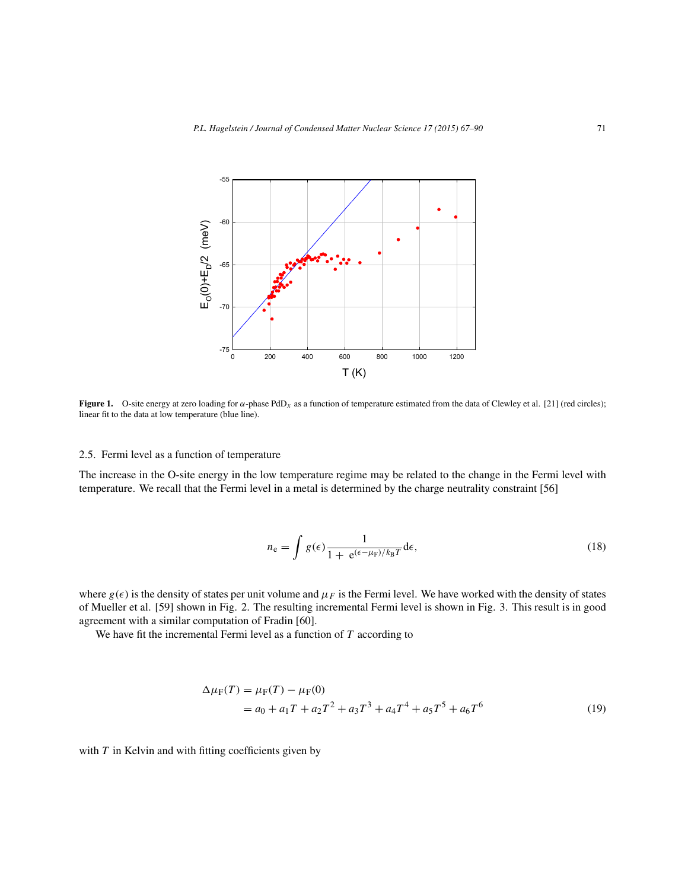**Figure 1.** O-site energy at zero loading for $\alpha$-phase $PdD_x$ as a function of temperature estimated from the data of Clewley et al. [21] (red circles); linear fit to the data at low temperature (blue line).

### 2.5. Fermi level as a function of temperature

The increase in the O-site energy in the low temperature regime may be related to the change in the Fermi level with temperature. We recall that the Fermi level in a metal is determined by the charge neutrality constraint [56]

$$n_e = \int g(\epsilon) \frac{1}{1 + e^{(\epsilon - \mu_F)/k_B T}} d\epsilon, \tag{18}$$

where $g(\epsilon)$ is the density of states per unit volume and $\mu_F$ is the Fermi level. We have worked with the density of states of Mueller et al. [59] shown in Fig. 2. The resulting incremental Fermi level is shown in Fig. 3. This result is in good agreement with a similar computation of Fradin [60].

We have fit the incremental Fermi level as a function of $T$ according to

$$\begin{aligned} \Delta\mu_F(T) &= \mu_F(T) - \mu_F(0) \\ &= a_0 + a_1 T + a_2 T^2 + a_3 T^3 + a_4 T^4 + a_5 T^5 + a_6 T^6 \end{aligned} \tag{19}$$

with $T$ in Kelvin and with fitting coefficients given by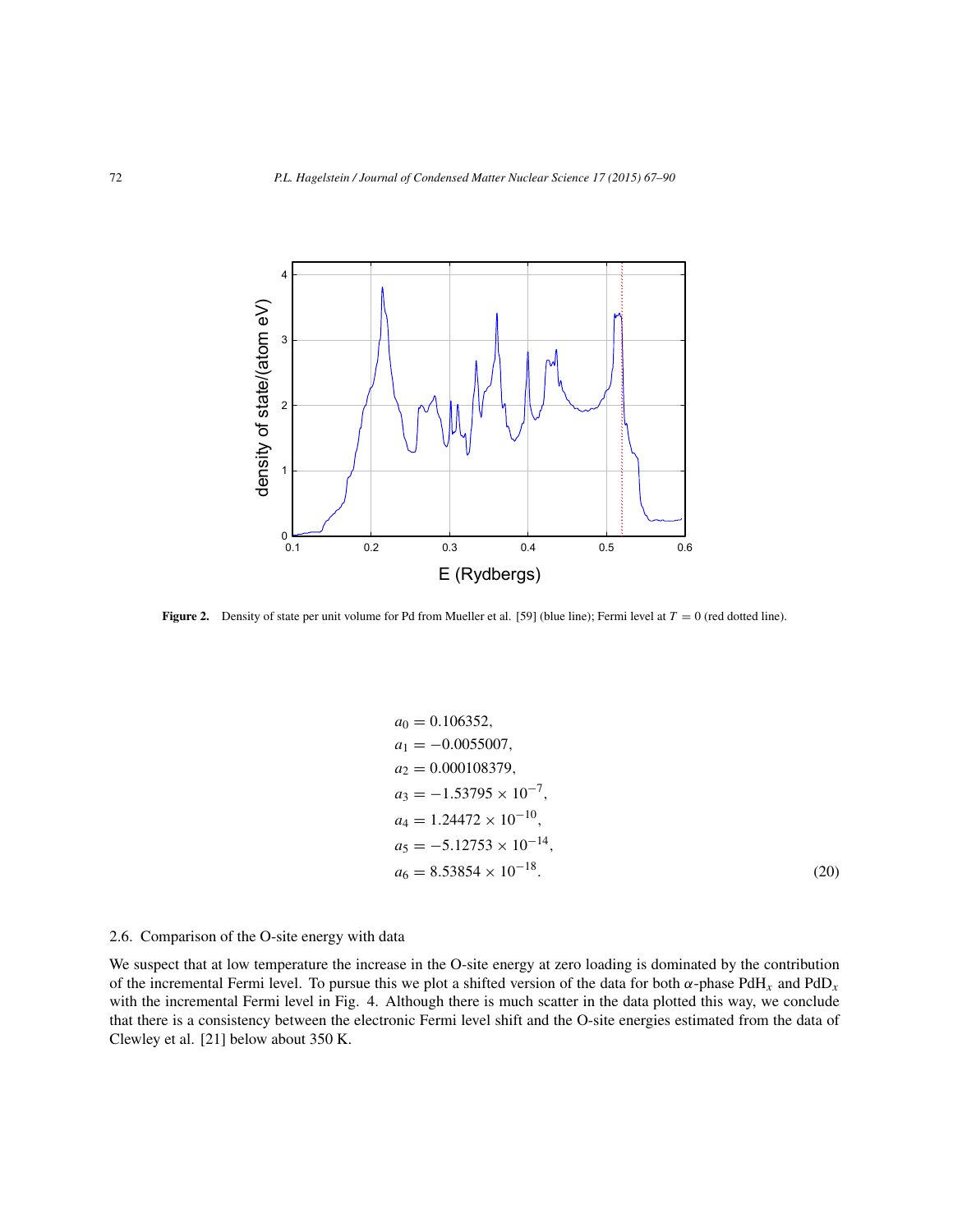Figure 2. Density of state per unit volume for Pd from Mueller et al. [59] (blue line); Fermi level at $T = 0$ (red dotted line).

$$
\begin{aligned}
a_0 &= 0.106352, \\
a_1 &= -0.0055007, \\
a_2 &= 0.000108379, \\
a_3 &= -1.53795 \times 10^{-7}, \\
a_4 &= 1.24472 \times 10^{-10}, \\
a_5 &= -5.12753 \times 10^{-14}, \\
a_6 &= 8.53854 \times 10^{-18}.
\end{aligned}
\tag{20}
$$

### 2.6. Comparison of the O-site energy with data

We suspect that at low temperature the increase in the O-site energy at zero loading is dominated by the contribution of the incremental Fermi level. To pursue this we plot a shifted version of the data for both $\alpha$-phase $PdH_x$ and $PdD_x$ with the incremental Fermi level in Fig. 4. Although there is much scatter in the data plotted this way, we conclude that there is a consistency between the electronic Fermi level shift and the O-site energies estimated from the data of Clewley et al. [21] below about 350 K.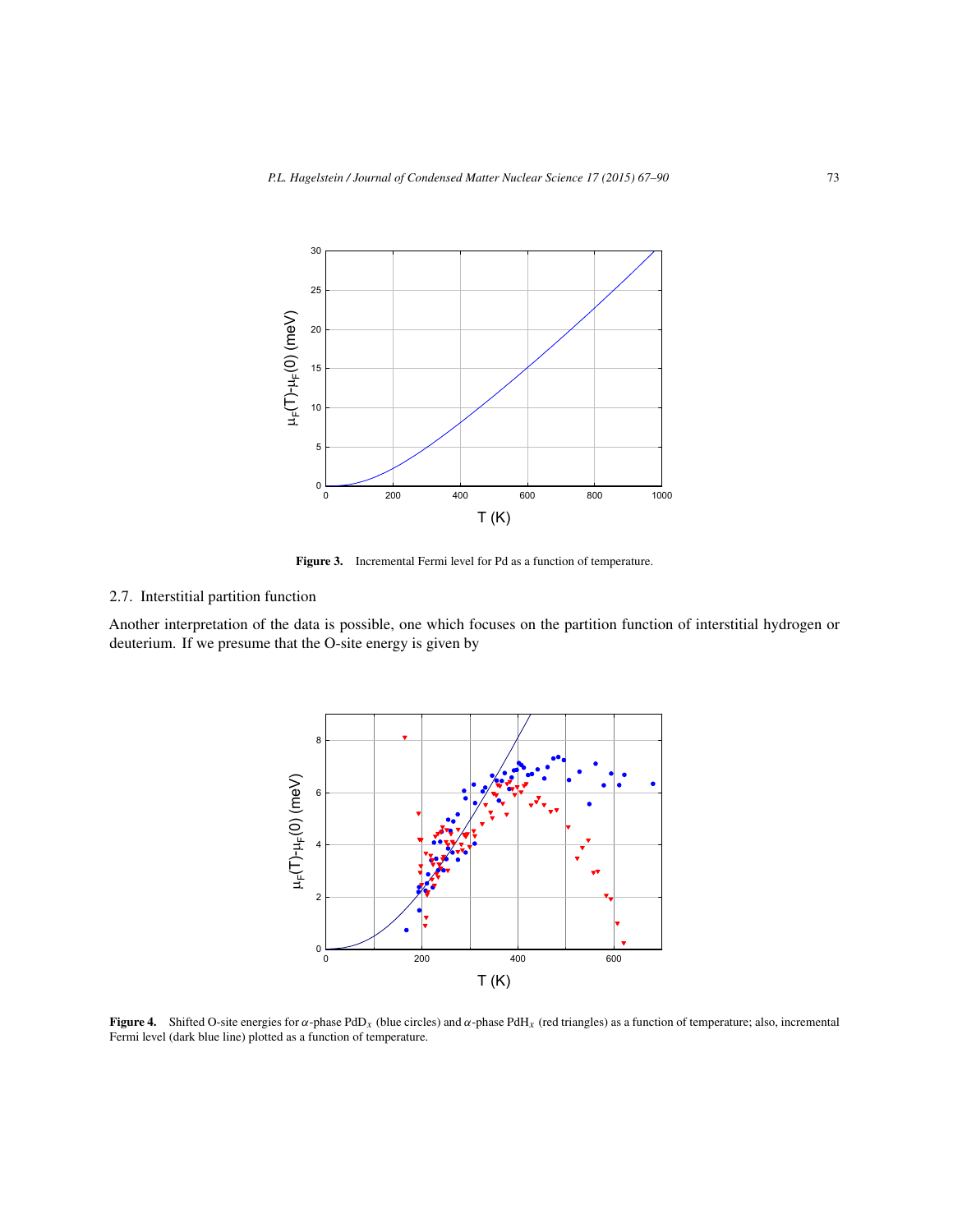**Figure 3.** Incremental Fermi level for Pd as a function of temperature.

### 2.7. Interstitial partition function

Another interpretation of the data is possible, one which focuses on the partition function of interstitial hydrogen or deuterium. If we presume that the O-site energy is given by

**Figure 4.** Shifted O-site energies for $\alpha$-phase $PdD_x$ (blue circles) and $\alpha$-phase $PdH_x$ (red triangles) as a function of temperature; also, incremental Fermi level (dark blue line) plotted as a function of temperature.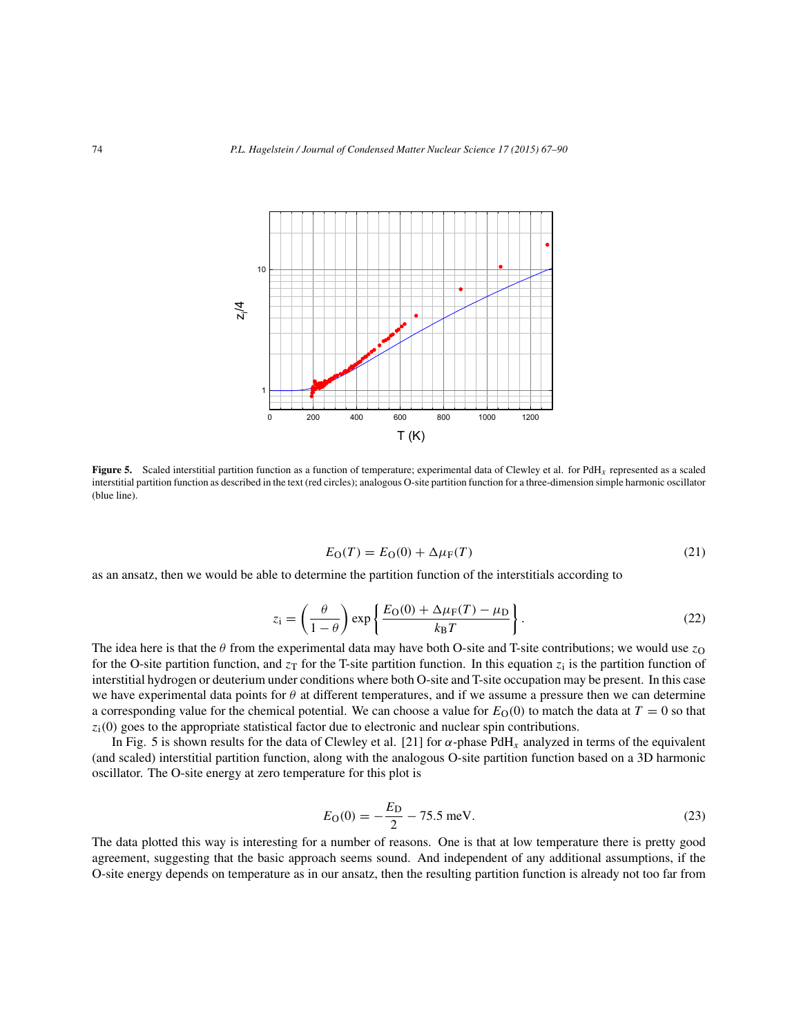**Figure 5.** Scaled interstitial partition function as a function of temperature; experimental data of Clewley et al. for $PdH_x$ represented as a scaled interstitial partition function as described in the text (red circles); analogous O-site partition function for a three-dimension simple harmonic oscillator (blue line).

$$E_O(T) = E_O(0) + \Delta\mu_F(T) \tag{21}$$

as an ansatz, then we would be able to determine the partition function of the interstitials according to

$$z_i = \left(\frac{\theta}{1-\theta}\right) \exp\left\{\frac{E_O(0) + \Delta\mu_F(T) - \mu_D}{k_B T}\right\}. \tag{22}$$

The idea here is that the $\theta$ from the experimental data may have both O-site and T-site contributions; we would use $z_O$ for the O-site partition function, and $z_T$ for the T-site partition function. In this equation $z_i$ is the partition function of interstitial hydrogen or deuterium under conditions where both O-site and T-site occupation may be present. In this case we have experimental data points for $\theta$ at different temperatures, and if we assume a pressure then we can determine a corresponding value for the chemical potential. We can choose a value for $E_O(0)$ to match the data at $T = 0$ so that $z_i(0)$ goes to the appropriate statistical factor due to electronic and nuclear spin contributions.

In Fig. 5 is shown results for the data of Clewley et al. [21] for $\alpha$-phase $PdH_x$ analyzed in terms of the equivalent (and scaled) interstitial partition function, along with the analogous O-site partition function based on a 3D harmonic oscillator. The O-site energy at zero temperature for this plot is

$$E_O(0) = -\frac{E_D}{2} - 75.5 \text{ meV}. \tag{23}$$

The data plotted this way is interesting for a number of reasons. One is that at low temperature there is pretty good agreement, suggesting that the basic approach seems sound. And independent of any additional assumptions, if the O-site energy depends on temperature as in our ansatz, then the resulting partition function is already not too far from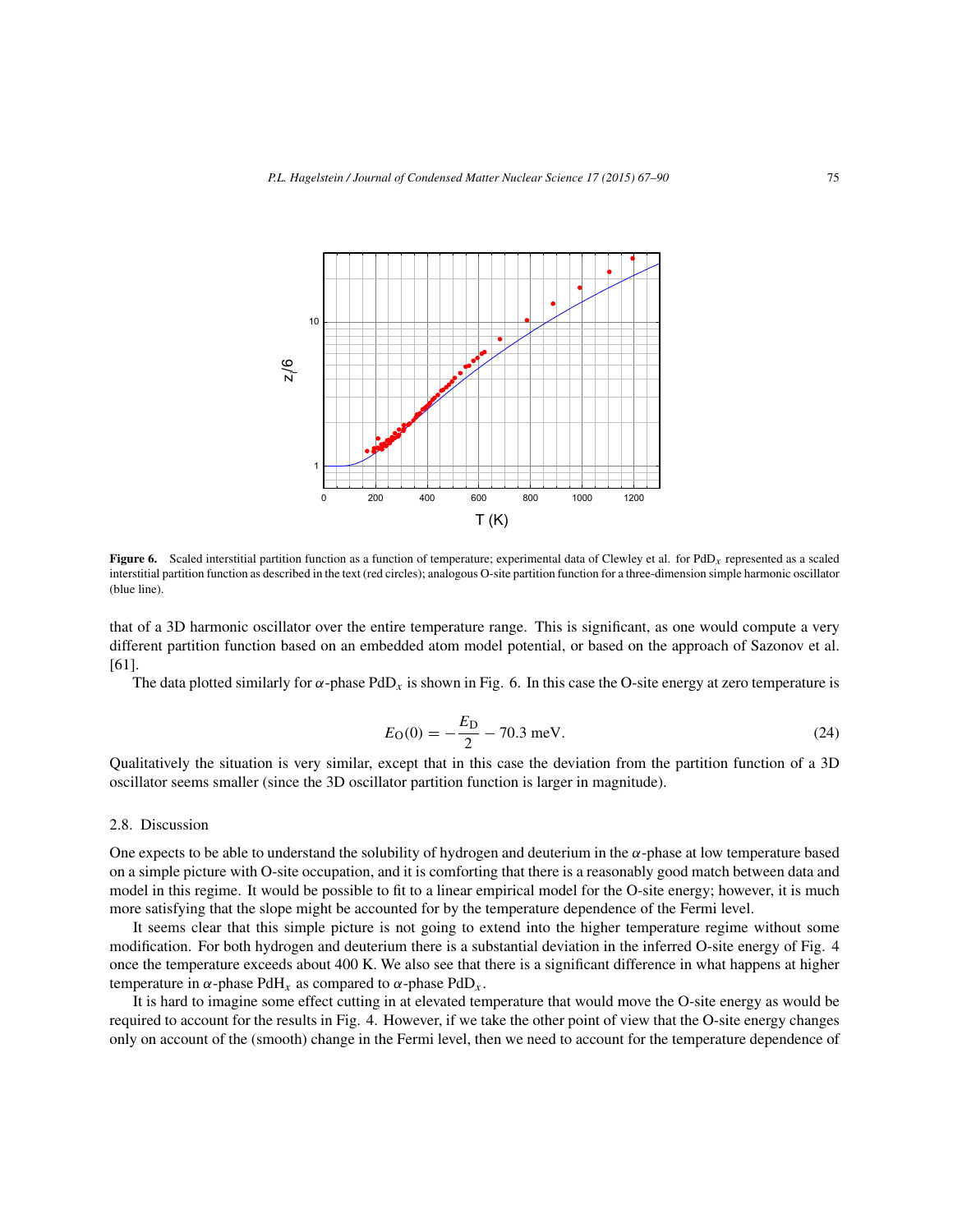**Figure 6.** Scaled interstitial partition function as a function of temperature; experimental data of Clewley et al. for $PdD_x$ represented as a scaled interstitial partition function as described in the text (red circles); analogous O-site partition function for a three-dimension simple harmonic oscillator (blue line).

that of a 3D harmonic oscillator over the entire temperature range. This is significant, as one would compute a very different partition function based on an embedded atom model potential, or based on the approach of Sazonov et al. [61].

The data plotted similarly for $\alpha$-phase $PdD_x$ is shown in Fig. 6. In this case the O-site energy at zero temperature is

$$E_O(0) = -\frac{E_D}{2} - 70.3 \text{ meV}. \tag{24}$$

Qualitatively the situation is very similar, except that in this case the deviation from the partition function of a 3D oscillator seems smaller (since the 3D oscillator partition function is larger in magnitude).

### 2.8. Discussion

One expects to be able to understand the solubility of hydrogen and deuterium in the $\alpha$-phase at low temperature based on a simple picture with O-site occupation, and it is comforting that there is a reasonably good match between data and model in this regime. It would be possible to fit to a linear empirical model for the O-site energy; however, it is much more satisfying that the slope might be accounted for by the temperature dependence of the Fermi level.

It seems clear that this simple picture is not going to extend into the higher temperature regime without some modification. For both hydrogen and deuterium there is a substantial deviation in the inferred O-site energy of Fig. 4 once the temperature exceeds about 400 K. We also see that there is a significant difference in what happens at higher temperature in $\alpha$-phase $PdH_x$ as compared to $\alpha$-phase $PdD_x$.

It is hard to imagine some effect cutting in at elevated temperature that would move the O-site energy as would be required to account for the results in Fig. 4. However, if we take the other point of view that the O-site energy changes only on account of the (smooth) change in the Fermi level, then we need to account for the temperature dependence of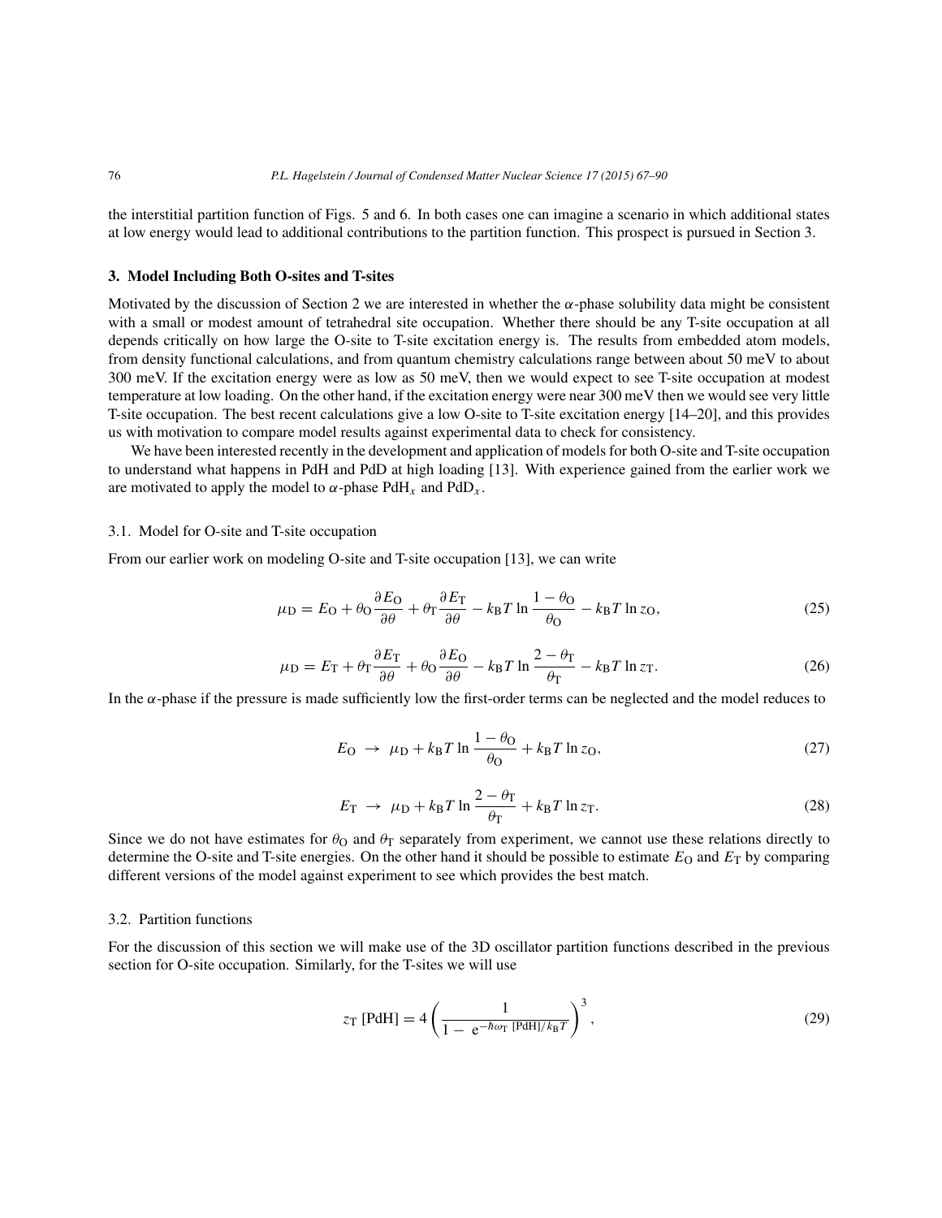the interstitial partition function of Figs. 5 and 6. In both cases one can imagine a scenario in which additional states at low energy would lead to additional contributions to the partition function. This prospect is pursued in Section 3.

## 3. Model Including Both O-sites and T-sites

Motivated by the discussion of Section 2 we are interested in whether the $\alpha$-phase solubility data might be consistent with a small or modest amount of tetrahedral site occupation. Whether there should be any T-site occupation at all depends critically on how large the O-site to T-site excitation energy is. The results from embedded atom models, from density functional calculations, and from quantum chemistry calculations range between about 50 meV to about 300 meV. If the excitation energy were as low as 50 meV, then we would expect to see T-site occupation at modest temperature at low loading. On the other hand, if the excitation energy were near 300 meV then we would see very little T-site occupation. The best recent calculations give a low O-site to T-site excitation energy [14–20], and this provides us with motivation to compare model results against experimental data to check for consistency.

We have been interested recently in the development and application of models for both O-site and T-site occupation to understand what happens in PdH and PdD at high loading [13]. With experience gained from the earlier work we are motivated to apply the model to $\alpha$-phase $PdH_x$ and $PdD_x$.

### 3.1. Model for O-site and T-site occupation

From our earlier work on modeling O-site and T-site occupation [13], we can write

$$\mu_{\mathrm{D}} = E_{\mathrm{O}} + \theta_{\mathrm{O}} \frac{\partial E_{\mathrm{O}}}{\partial \theta} + \theta_{\mathrm{T}} \frac{\partial E_{\mathrm{T}}}{\partial \theta} - k_{\mathrm{B}} T \ln \frac{1-\theta_{\mathrm{O}}}{\theta_{\mathrm{O}}} - k_{\mathrm{B}} T \ln z_{\mathrm{O}}, \tag{25}$$

$$\mu_{\mathrm{D}} = E_{\mathrm{T}} + \theta_{\mathrm{T}} \frac{\partial E_{\mathrm{T}}}{\partial \theta} + \theta_{\mathrm{O}} \frac{\partial E_{\mathrm{O}}}{\partial \theta} - k_{\mathrm{B}} T \ln \frac{2-\theta_{\mathrm{T}}}{\theta_{\mathrm{T}}} - k_{\mathrm{B}} T \ln z_{\mathrm{T}}. \tag{26}$$

In the $\alpha$-phase if the pressure is made sufficiently low the first-order terms can be neglected and the model reduces to

$$E_{\mathrm{O}} \ \rightarrow \ \mu_{\mathrm{D}} + k_{\mathrm{B}} T \ln \frac{1-\theta_{\mathrm{O}}}{\theta_{\mathrm{O}}} + k_{\mathrm{B}} T \ln z_{\mathrm{O}}, \tag{27}$$

$$E_{\mathrm{T}} \ \rightarrow \ \mu_{\mathrm{D}} + k_{\mathrm{B}} T \ln \frac{2-\theta_{\mathrm{T}}}{\theta_{\mathrm{T}}} + k_{\mathrm{B}} T \ln z_{\mathrm{T}}. \tag{28}$$

Since we do not have estimates for $\theta_{\mathrm{O}}$ and $\theta_{\mathrm{T}}$ separately from experiment, we cannot use these relations directly to determine the O-site and T-site energies. On the other hand it should be possible to estimate $E_{\mathrm{O}}$ and $E_{\mathrm{T}}$ by comparing different versions of the model against experiment to see which provides the best match.

### 3.2. Partition functions

For the discussion of this section we will make use of the 3D oscillator partition functions described in the previous section for O-site occupation. Similarly, for the T-sites we will use

$$z_{\mathrm{T}}\,[\mathrm{PdH}] = 4 \left( \frac{1}{1 - \mathrm{e}^{-\hbar\omega_{\mathrm{T}}\,[\mathrm{PdH}]/k_{\mathrm{B}} T}} \right)^3, \tag{29}$$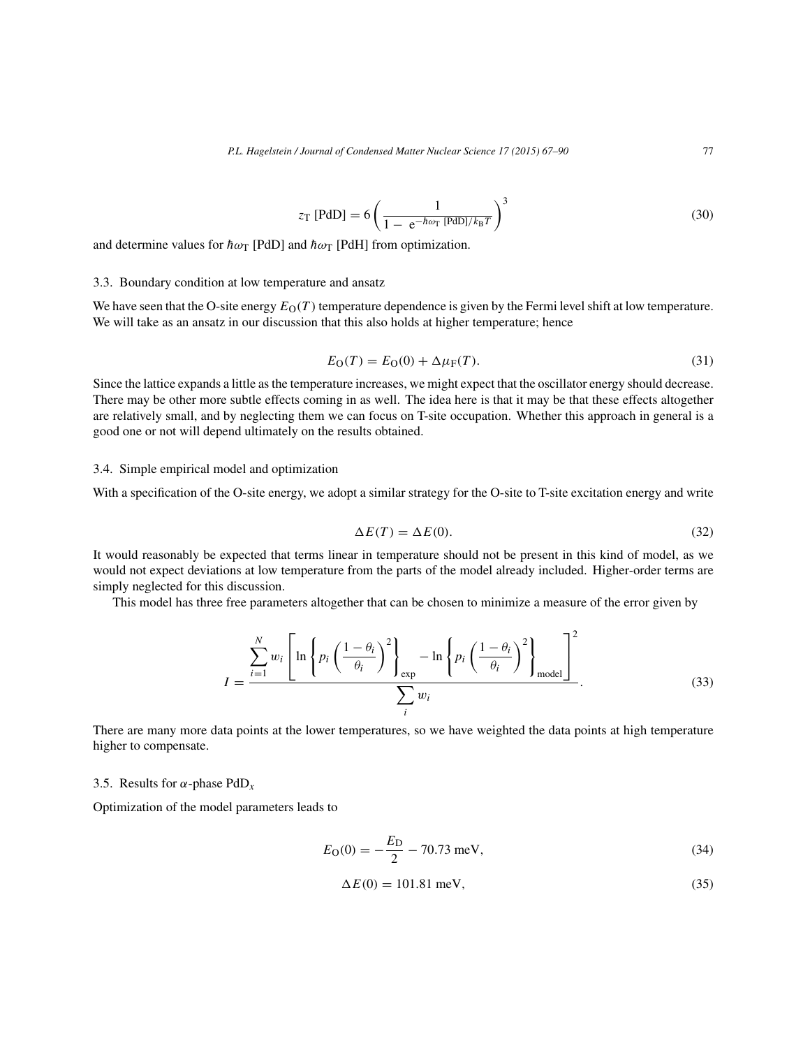$$z_{\mathrm{T}}\ [\mathrm{PdD}] = 6\left(\frac{1}{1-\ \mathrm{e}^{-\hbar\omega_{\mathrm{T}}\ [\mathrm{PdD}]/k_{\mathrm{B}}T}}\right)^{3} \tag{30}$$

and determine values for $\hbar\omega_{\mathrm{T}}$ [PdD] and $\hbar\omega_{\mathrm{T}}$ [PdH] from optimization.

### 3.3. Boundary condition at low temperature and ansatz

We have seen that the O-site energy $E_{\mathrm{O}}(T)$ temperature dependence is given by the Fermi level shift at low temperature. We will take as an ansatz in our discussion that this also holds at higher temperature; hence

$$E_{\mathrm{O}}(T) = E_{\mathrm{O}}(0) + \Delta\mu_{\mathrm{F}}(T). \tag{31}$$

Since the lattice expands a little as the temperature increases, we might expect that the oscillator energy should decrease. There may be other more subtle effects coming in as well. The idea here is that it may be that these effects altogether are relatively small, and by neglecting them we can focus on T-site occupation. Whether this approach in general is a good one or not will depend ultimately on the results obtained.

### 3.4. Simple empirical model and optimization

With a specification of the O-site energy, we adopt a similar strategy for the O-site to T-site excitation energy and write

$$\Delta E(T) = \Delta E(0). \tag{32}$$

It would reasonably be expected that terms linear in temperature should not be present in this kind of model, as we would not expect deviations at low temperature from the parts of the model already included. Higher-order terms are simply neglected for this discussion.

This model has three free parameters altogether that can be chosen to minimize a measure of the error given by

$$I = \frac{\displaystyle\sum_{i=1}^{N} w_i \left[ \ln\left\{ p_i \left(\frac{1-\theta_i}{\theta_i}\right)^2 \right\}_{\mathrm{exp}} - \ln\left\{ p_i \left(\frac{1-\theta_i}{\theta_i}\right)^2 \right\}_{\mathrm{model}} \right]^2}{\displaystyle\sum_i w_i}. \tag{33}$$

There are many more data points at the lower temperatures, so we have weighted the data points at high temperature higher to compensate.

### 3.5. Results for $\alpha$-phase $\mathrm{PdD}_x$

Optimization of the model parameters leads to

$$E_{\mathrm{O}}(0) = -\frac{E_{\mathrm{D}}}{2} - 70.73\ \mathrm{meV}, \tag{34}$$

$$\Delta E(0) = 101.81\ \mathrm{meV}, \tag{35}$$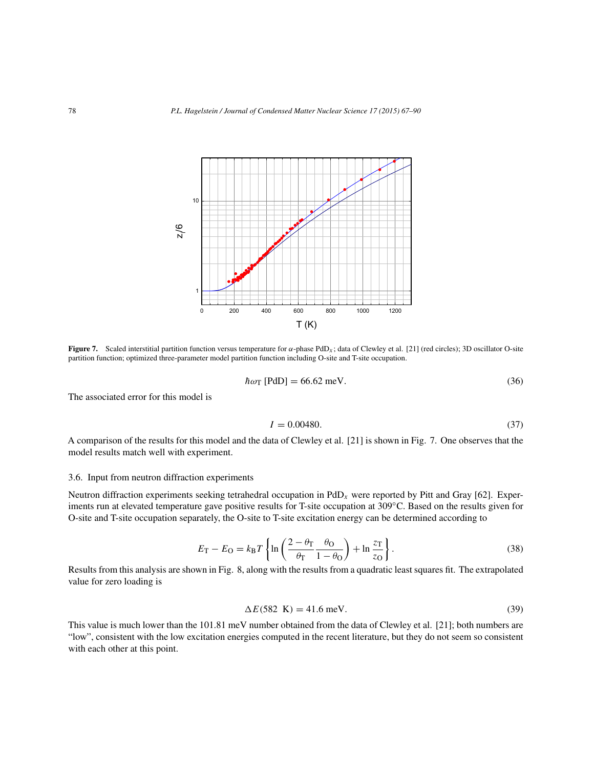**Figure 7.** Scaled interstitial partition function versus temperature for $\alpha$-phase $PdD_x$; data of Clewley et al. [21] (red circles); 3D oscillator O-site partition function; optimized three-parameter model partition function including O-site and T-site occupation.

$$\hbar\omega_T\ [\text{PdD}] = 66.62\ \text{meV}. \tag{36}$$

The associated error for this model is

$$I = 0.00480. \tag{37}$$

A comparison of the results for this model and the data of Clewley et al. [21] is shown in Fig. 7. One observes that the model results match well with experiment.

### 3.6. Input from neutron diffraction experiments

Neutron diffraction experiments seeking tetrahedral occupation in $PdD_x$ were reported by Pitt and Gray [62]. Experiments run at elevated temperature gave positive results for T-site occupation at 309°C. Based on the results given for O-site and T-site occupation separately, the O-site to T-site excitation energy can be determined according to

$$E_T - E_O = k_B T \left\{ \ln \left( \frac{2-\theta_T}{\theta_T} \frac{\theta_O}{1-\theta_O} \right) + \ln \frac{z_T}{z_O} \right\}. \tag{38}$$

Results from this analysis are shown in Fig. 8, along with the results from a quadratic least squares fit. The extrapolated value for zero loading is

$$\Delta E(582\ \text{K}) = 41.6\ \text{meV}. \tag{39}$$

This value is much lower than the 101.81 meV number obtained from the data of Clewley et al. [21]; both numbers are "low", consistent with the low excitation energies computed in the recent literature, but they do not seem so consistent with each other at this point.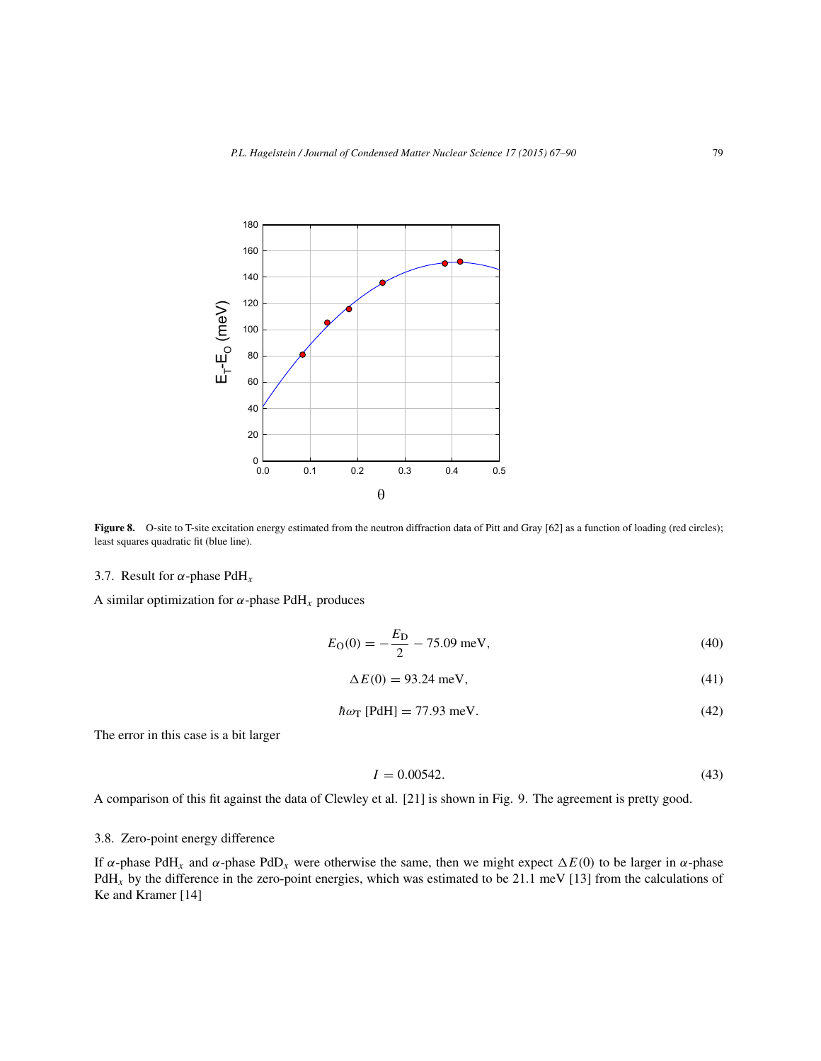**Figure 8.** O-site to T-site excitation energy estimated from the neutron diffraction data of Pitt and Gray [62] as a function of loading (red circles); least squares quadratic fit (blue line).

### 3.7. Result for $\alpha$-phase $PdH_x$

A similar optimization for $\alpha$-phase $PdH_x$ produces

$$E_O(0) = -\frac{E_D}{2} - 75.09 \text{ meV}, \tag{40}$$

$$\Delta E(0) = 93.24 \text{ meV}, \tag{41}$$

$$\hbar\omega_T \text{ [PdH]} = 77.93 \text{ meV}. \tag{42}$$

The error in this case is a bit larger

$$I = 0.00542. \tag{43}$$

A comparison of this fit against the data of Clewley et al. [21] is shown in Fig. 9. The agreement is pretty good.

### 3.8. Zero-point energy difference

If $\alpha$-phase $PdH_x$ and $\alpha$-phase $PdD_x$ were otherwise the same, then we might expect $\Delta E(0)$ to be larger in $\alpha$-phase $PdH_x$ by the difference in the zero-point energies, which was estimated to be 21.1 meV [13] from the calculations of Ke and Kramer [14]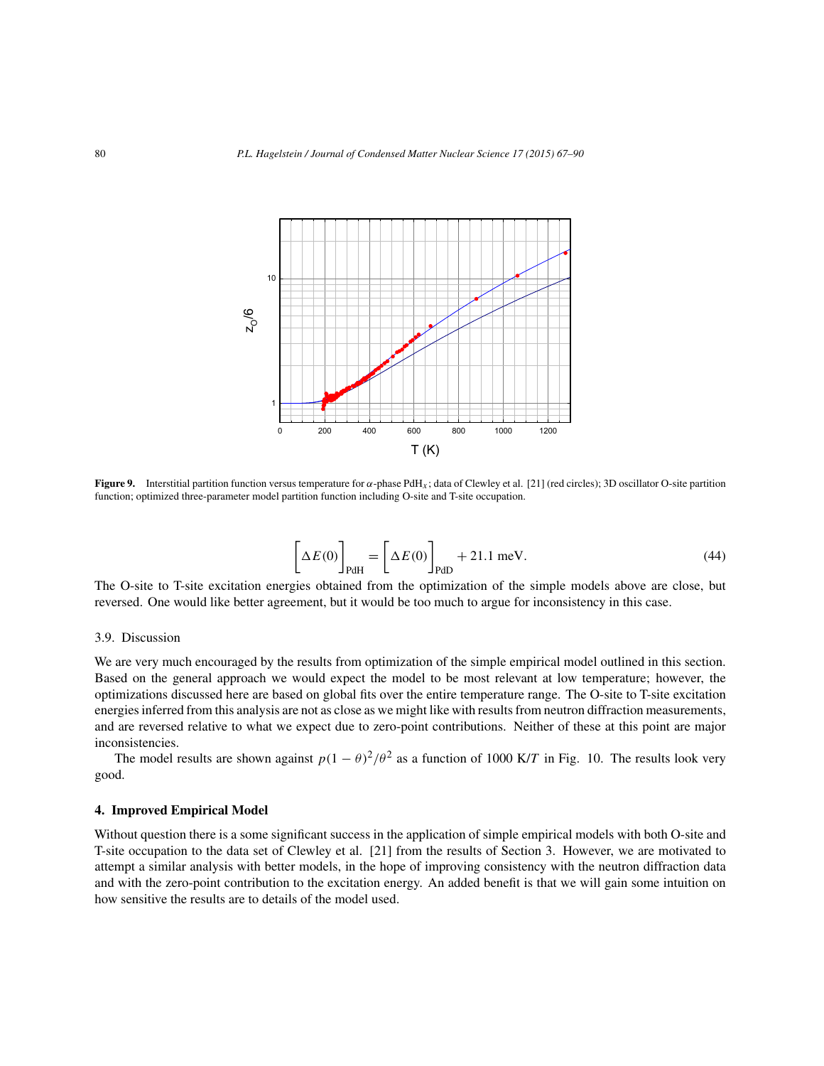Figure 9. Interstitial partition function versus temperature for $\alpha$-phase $PdH_x$; data of Clewley et al. [21] (red circles); 3D oscillator O-site partition function; optimized three-parameter model partition function including O-site and T-site occupation.

$$\left[\Delta E(0)\right]_{\mathrm{PdH}} = \left[\Delta E(0)\right]_{\mathrm{PdD}} + 21.1 \text{ meV}. \tag{44}$$

The O-site to T-site excitation energies obtained from the optimization of the simple models above are close, but reversed. One would like better agreement, but it would be too much to argue for inconsistency in this case.

### 3.9. Discussion

We are very much encouraged by the results from optimization of the simple empirical model outlined in this section. Based on the general approach we would expect the model to be most relevant at low temperature; however, the optimizations discussed here are based on global fits over the entire temperature range. The O-site to T-site excitation energies inferred from this analysis are not as close as we might like with results from neutron diffraction measurements, and are reversed relative to what we expect due to zero-point contributions. Neither of these at this point are major inconsistencies.

The model results are shown against $p(1-\theta)^2/\theta^2$ as a function of 1000 K/$T$ in Fig. 10. The results look very good.

## 4. Improved Empirical Model

Without question there is a some significant success in the application of simple empirical models with both O-site and T-site occupation to the data set of Clewley et al. [21] from the results of Section 3. However, we are motivated to attempt a similar analysis with better models, in the hope of improving consistency with the neutron diffraction data and with the zero-point contribution to the excitation energy. An added benefit is that we will gain some intuition on how sensitive the results are to details of the model used.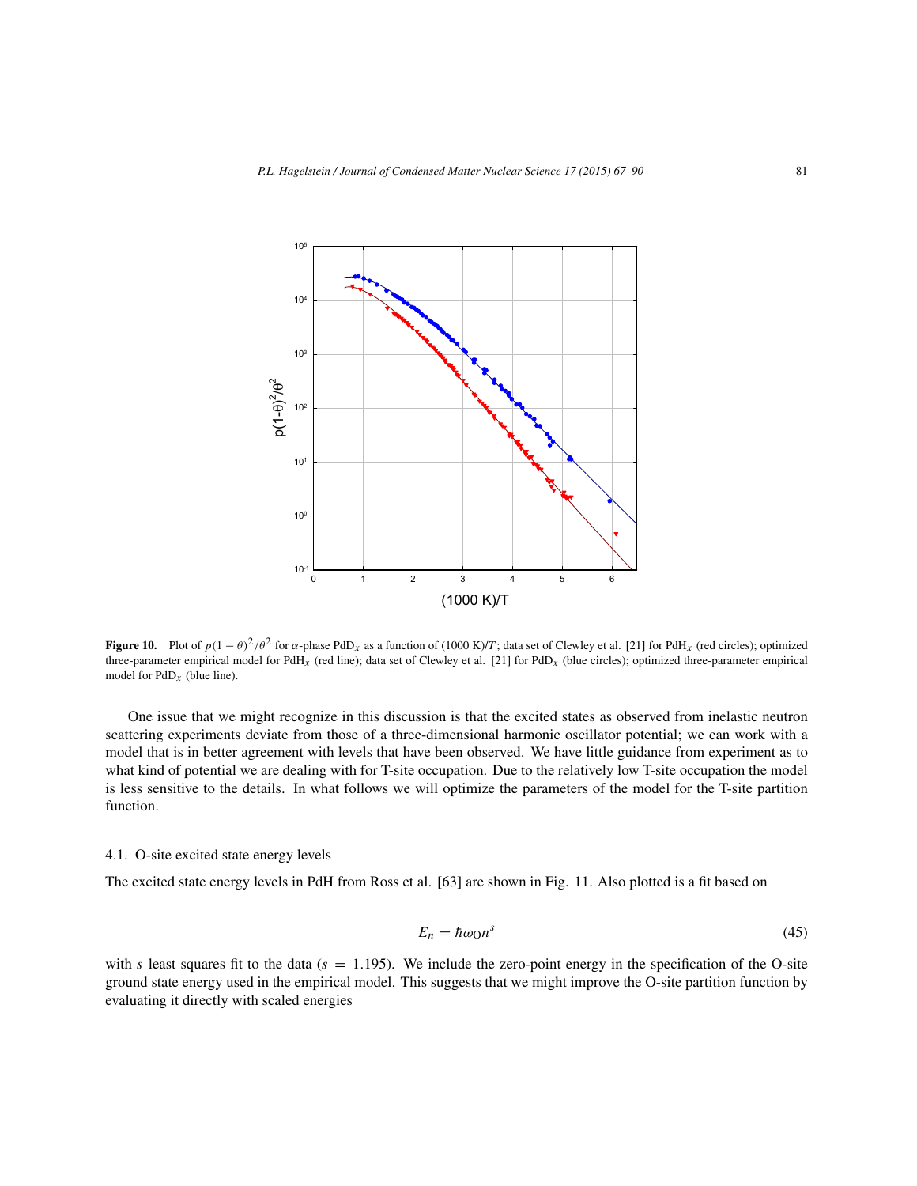**Figure 10.** Plot of $p(1-\theta)^2/\theta^2$ for $\alpha$-phase $PdD_x$ as a function of (1000 K)/$T$; data set of Clewley et al. [21] for $PdH_x$ (red circles); optimized three-parameter empirical model for $PdH_x$ (red line); data set of Clewley et al. [21] for $PdD_x$ (blue circles); optimized three-parameter empirical model for $PdD_x$ (blue line).

One issue that we might recognize in this discussion is that the excited states as observed from inelastic neutron scattering experiments deviate from those of a three-dimensional harmonic oscillator potential; we can work with a model that is in better agreement with levels that have been observed. We have little guidance from experiment as to what kind of potential we are dealing with for T-site occupation. Due to the relatively low T-site occupation the model is less sensitive to the details. In what follows we will optimize the parameters of the model for the T-site partition function.

### 4.1. O-site excited state energy levels

The excited state energy levels in PdH from Ross et al. [63] are shown in Fig. 11. Also plotted is a fit based on

$$E_n = \hbar\omega_{\mathrm{O}} n^s \tag{45}$$

with $s$ least squares fit to the data ($s = 1.195$). We include the zero-point energy in the specification of the O-site ground state energy used in the empirical model. This suggests that we might improve the O-site partition function by evaluating it directly with scaled energies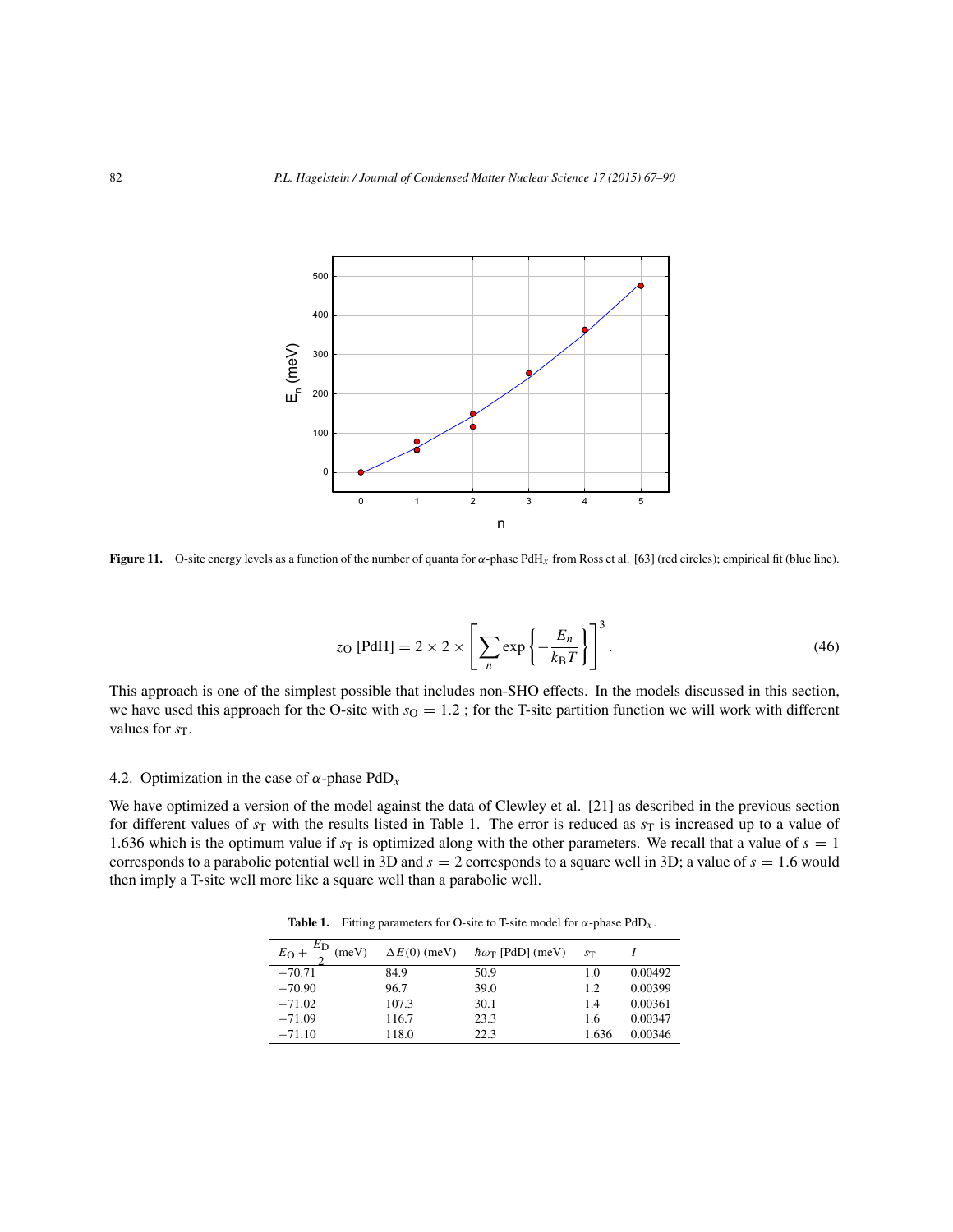**Figure 11.** O-site energy levels as a function of the number of quanta for $\alpha$-phase $PdH_x$ from Ross et al. [63] (red circles); empirical fit (blue line).

$$z_O\,[\mathrm{PdH}] = 2 \times 2 \times \left[ \sum_n \exp\left\{ -\frac{E_n}{k_B T} \right\} \right]^3. \tag{46}$$

This approach is one of the simplest possible that includes non-SHO effects. In the models discussed in this section, we have used this approach for the O-site with $s_O = 1.2$ ; for the T-site partition function we will work with different values for $s_T$.

### 4.2. Optimization in the case of $\alpha$-phase $PdD_x$

We have optimized a version of the model against the data of Clewley et al. [21] as described in the previous section for different values of $s_T$ with the results listed in Table 1. The error is reduced as $s_T$ is increased up to a value of 1.636 which is the optimum value if $s_T$ is optimized along with the other parameters. We recall that a value of $s = 1$ corresponds to a parabolic potential well in 3D and $s = 2$ corresponds to a square well in 3D; a value of $s = 1.6$ would then imply a T-site well more like a square well than a parabolic well.

**Table 1.** Fitting parameters for O-site to T-site model for $\alpha$-phase $PdD_x$.

| $E_O + \frac{E_D}{2}$ (meV) | $\Delta E(0)$ (meV) | $\hbar\omega_T$ [PdD] (meV) | $s_T$ | $I$ |
|---|---|---|---|---|
| −70.71 | 84.9 | 50.9 | 1.0 | 0.00492 |
| −70.90 | 96.7 | 39.0 | 1.2 | 0.00399 |
| −71.02 | 107.3 | 30.1 | 1.4 | 0.00361 |
| −71.09 | 116.7 | 23.3 | 1.6 | 0.00347 |
| −71.10 | 118.0 | 22.3 | 1.636 | 0.00346 |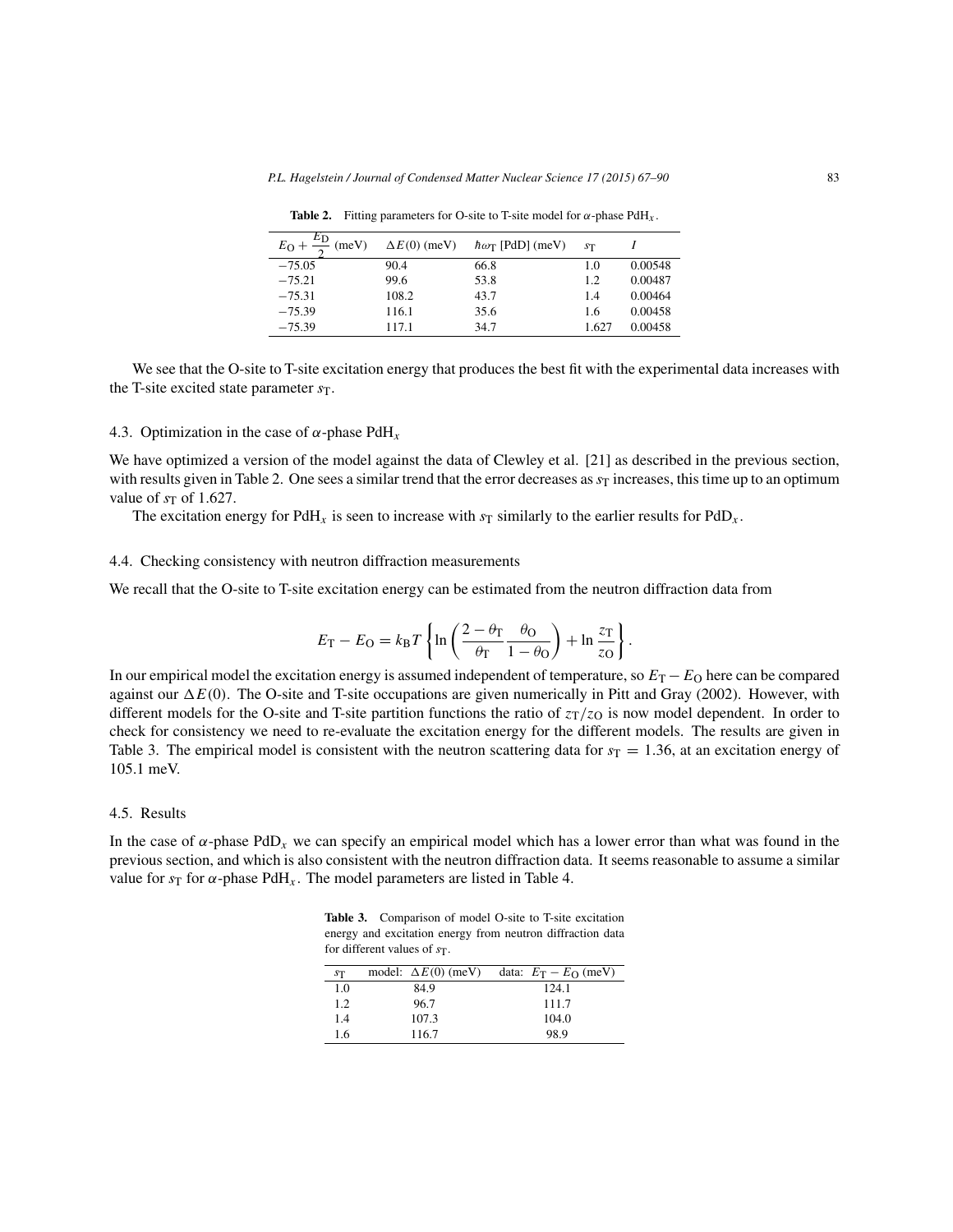**Table 2.** Fitting parameters for O-site to T-site model for $\alpha$-phase $PdH_x$.

| $E_O + \frac{E_D}{2}$ (meV) | $\Delta E(0)$ (meV) | $\hbar\omega_T$ [PdD] (meV) | $s_T$ | $I$ |
|---|---|---|---|---|
| −75.05 | 90.4 | 66.8 | 1.0 | 0.00548 |
| −75.21 | 99.6 | 53.8 | 1.2 | 0.00487 |
| −75.31 | 108.2 | 43.7 | 1.4 | 0.00464 |
| −75.39 | 116.1 | 35.6 | 1.6 | 0.00458 |
| −75.39 | 117.1 | 34.7 | 1.627 | 0.00458 |

We see that the O-site to T-site excitation energy that produces the best fit with the experimental data increases with the T-site excited state parameter $s_T$.

### 4.3. Optimization in the case of $\alpha$-phase $PdH_x$

We have optimized a version of the model against the data of Clewley et al. [21] as described in the previous section, with results given in Table 2. One sees a similar trend that the error decreases as $s_T$ increases, this time up to an optimum value of $s_T$ of 1.627.

The excitation energy for $PdH_x$ is seen to increase with $s_T$ similarly to the earlier results for $PdD_x$.

### 4.4. Checking consistency with neutron diffraction measurements

We recall that the O-site to T-site excitation energy can be estimated from the neutron diffraction data from

$$E_T - E_O = k_B T \left\{ \ln\left( \frac{2-\theta_T}{\theta_T} \frac{\theta_O}{1-\theta_O} \right) + \ln \frac{z_T}{z_O} \right\}.$$

In our empirical model the excitation energy is assumed independent of temperature, so $E_T - E_O$ here can be compared against our $\Delta E(0)$. The O-site and T-site occupations are given numerically in Pitt and Gray (2002). However, with different models for the O-site and T-site partition functions the ratio of $z_T/z_O$ is now model dependent. In order to check for consistency we need to re-evaluate the excitation energy for the different models. The results are given in Table 3. The empirical model is consistent with the neutron scattering data for $s_T = 1.36$, at an excitation energy of 105.1 meV.

### 4.5. Results

In the case of $\alpha$-phase $PdD_x$ we can specify an empirical model which has a lower error than what was found in the previous section, and which is also consistent with the neutron diffraction data. It seems reasonable to assume a similar value for $s_T$ for $\alpha$-phase $PdH_x$. The model parameters are listed in Table 4.

**Table 3.** Comparison of model O-site to T-site excitation energy and excitation energy from neutron diffraction data for different values of $s_T$.

| $s_T$ | model: $\Delta E(0)$ (meV) | data: $E_T - E_O$ (meV) |
|---|---|---|
| 1.0 | 84.9 | 124.1 |
| 1.2 | 96.7 | 111.7 |
| 1.4 | 107.3 | 104.0 |
| 1.6 | 116.7 | 98.9 |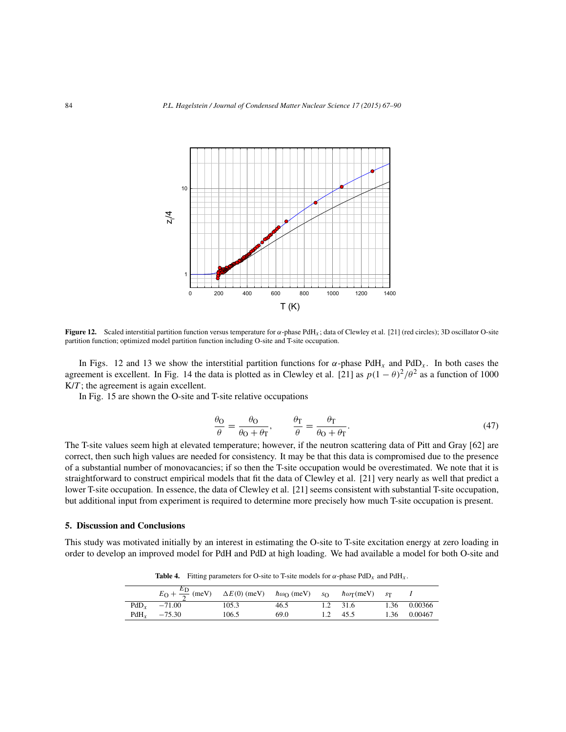**Figure 12.** Scaled interstitial partition function versus temperature for $\alpha$-phase $PdH_x$; data of Clewley et al. [21] (red circles); 3D oscillator O-site partition function; optimized model partition function including O-site and T-site occupation.

In Figs. 12 and 13 we show the interstitial partition functions for $\alpha$-phase $PdH_x$ and $PdD_x$. In both cases the agreement is excellent. In Fig. 14 the data is plotted as in Clewley et al. [21] as $p(1-\theta)^2/\theta^2$ as a function of 1000 K/$T$; the agreement is again excellent.

In Fig. 15 are shown the O-site and T-site relative occupations

$$\frac{\theta_O}{\theta} = \frac{\theta_O}{\theta_O + \theta_T}, \qquad \frac{\theta_T}{\theta} = \frac{\theta_T}{\theta_O + \theta_T}. \tag{47}$$

The T-site values seem high at elevated temperature; however, if the neutron scattering data of Pitt and Gray [62] are correct, then such high values are needed for consistency. It may be that this data is compromised due to the presence of a substantial number of monovacancies; if so then the T-site occupation would be overestimated. We note that it is straightforward to construct empirical models that fit the data of Clewley et al. [21] very nearly as well that predict a lower T-site occupation. In essence, the data of Clewley et al. [21] seems consistent with substantial T-site occupation, but additional input from experiment is required to determine more precisely how much T-site occupation is present.

## 5. Discussion and Conclusions

This study was motivated initially by an interest in estimating the O-site to T-site excitation energy at zero loading in order to develop an improved model for PdH and PdD at high loading. We had available a model for both O-site and

**Table 4.** Fitting parameters for O-site to T-site models for $\alpha$-phase $PdD_x$ and $PdH_x$.

| | $E_O + \frac{E_D}{2}$ (meV) | $\Delta E(0)$ (meV) | $\hbar\omega_O$ (meV) | $s_O$ | $\hbar\omega_T$(meV) | $s_T$ | $I$ |
|---|---|---|---|---|---|---|---|
| $PdD_x$ | −71.00 | 105.3 | 46.5 | 1.2 | 31.6 | 1.36 | 0.00366 |
| $PdH_x$ | −75.30 | 106.5 | 69.0 | 1.2 | 45.5 | 1.36 | 0.00467 |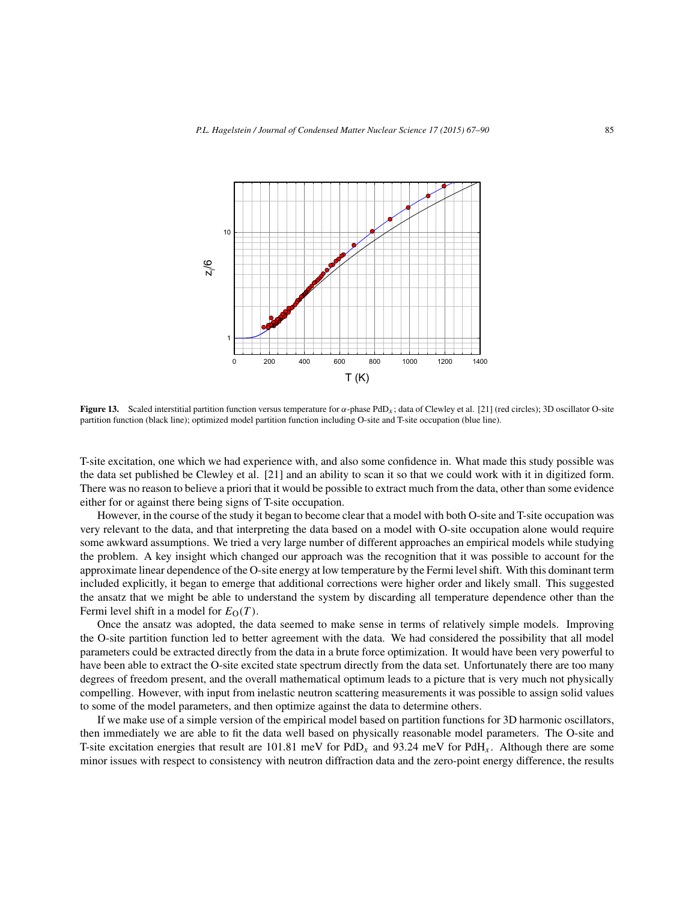**Figure 13.** Scaled interstitial partition function versus temperature for $\alpha$-phase $PdD_x$; data of Clewley et al. [21] (red circles); 3D oscillator O-site partition function (black line); optimized model partition function including O-site and T-site occupation (blue line).

T-site excitation, one which we had experience with, and also some confidence in. What made this study possible was the data set published be Clewley et al. [21] and an ability to scan it so that we could work with it in digitized form. There was no reason to believe a priori that it would be possible to extract much from the data, other than some evidence either for or against there being signs of T-site occupation.

However, in the course of the study it began to become clear that a model with both O-site and T-site occupation was very relevant to the data, and that interpreting the data based on a model with O-site occupation alone would require some awkward assumptions. We tried a very large number of different approaches an empirical models while studying the problem. A key insight which changed our approach was the recognition that it was possible to account for the approximate linear dependence of the O-site energy at low temperature by the Fermi level shift. With this dominant term included explicitly, it began to emerge that additional corrections were higher order and likely small. This suggested the ansatz that we might be able to understand the system by discarding all temperature dependence other than the Fermi level shift in a model for $E_O(T)$.

Once the ansatz was adopted, the data seemed to make sense in terms of relatively simple models. Improving the O-site partition function led to better agreement with the data. We had considered the possibility that all model parameters could be extracted directly from the data in a brute force optimization. It would have been very powerful to have been able to extract the O-site excited state spectrum directly from the data set. Unfortunately there are too many degrees of freedom present, and the overall mathematical optimum leads to a picture that is very much not physically compelling. However, with input from inelastic neutron scattering measurements it was possible to assign solid values to some of the model parameters, and then optimize against the data to determine others.

If we make use of a simple version of the empirical model based on partition functions for 3D harmonic oscillators, then immediately we are able to fit the data well based on physically reasonable model parameters. The O-site and T-site excitation energies that result are 101.81 meV for $PdD_x$ and 93.24 meV for $PdH_x$. Although there are some minor issues with respect to consistency with neutron diffraction data and the zero-point energy difference, the results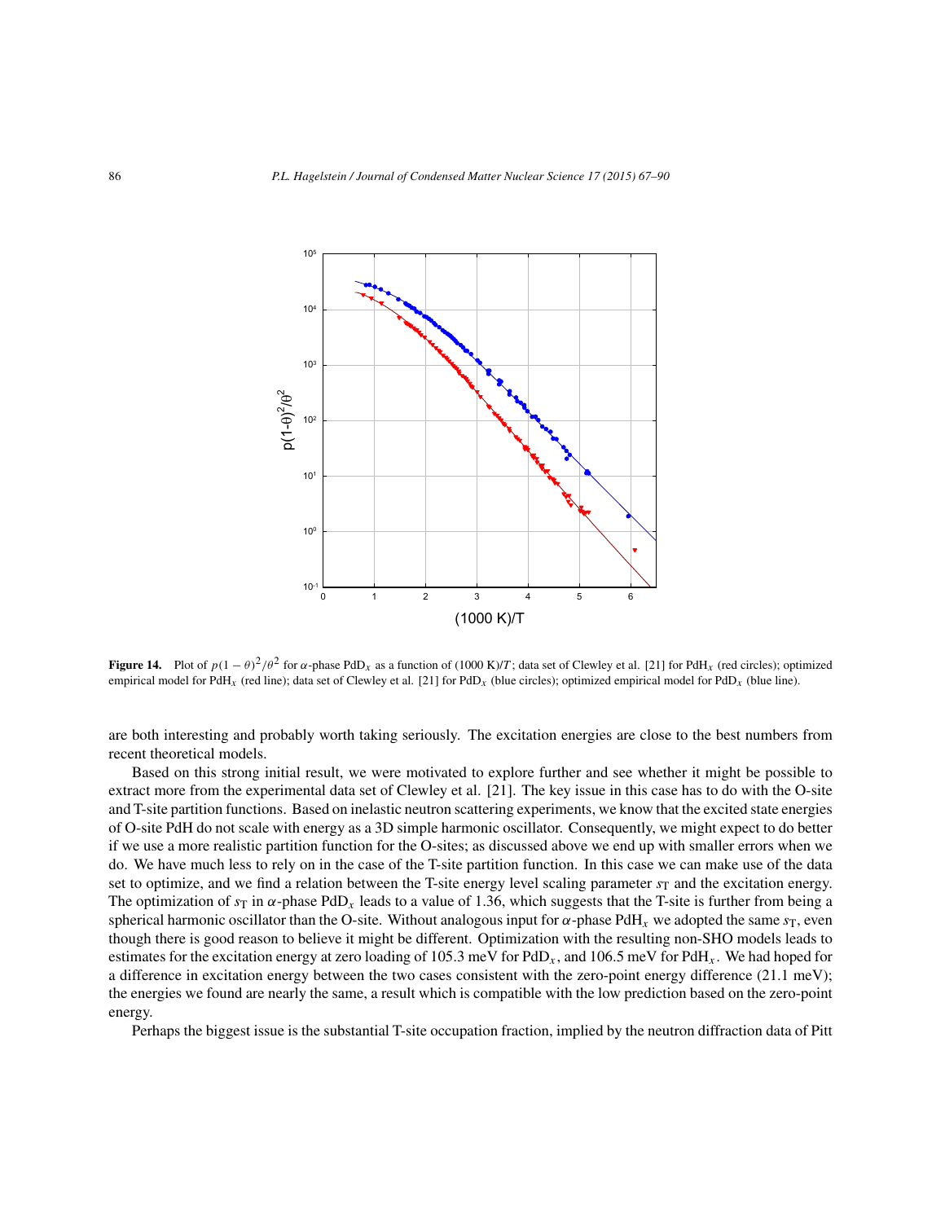**Figure 14.** Plot of $p(1-\theta)^2/\theta^2$ for $\alpha$-phase $PdD_x$ as a function of (1000 K)/$T$; data set of Clewley et al. [21] for $PdH_x$ (red circles); optimized empirical model for $PdH_x$ (red line); data set of Clewley et al. [21] for $PdD_x$ (blue circles); optimized empirical model for $PdD_x$ (blue line).

are both interesting and probably worth taking seriously. The excitation energies are close to the best numbers from recent theoretical models.

Based on this strong initial result, we were motivated to explore further and see whether it might be possible to extract more from the experimental data set of Clewley et al. [21]. The key issue in this case has to do with the O-site and T-site partition functions. Based on inelastic neutron scattering experiments, we know that the excited state energies of O-site PdH do not scale with energy as a 3D simple harmonic oscillator. Consequently, we might expect to do better if we use a more realistic partition function for the O-sites; as discussed above we end up with smaller errors when we do. We have much less to rely on in the case of the T-site partition function. In this case we can make use of the data set to optimize, and we find a relation between the T-site energy level scaling parameter $s_T$ and the excitation energy. The optimization of $s_T$ in $\alpha$-phase $PdD_x$ leads to a value of 1.36, which suggests that the T-site is further from being a spherical harmonic oscillator than the O-site. Without analogous input for $\alpha$-phase $PdH_x$ we adopted the same $s_T$, even though there is good reason to believe it might be different. Optimization with the resulting non-SHO models leads to estimates for the excitation energy at zero loading of 105.3 meV for $PdD_x$, and 106.5 meV for $PdH_x$. We had hoped for a difference in excitation energy between the two cases consistent with the zero-point energy difference (21.1 meV); the energies we found are nearly the same, a result which is compatible with the low prediction based on the zero-point energy.

Perhaps the biggest issue is the substantial T-site occupation fraction, implied by the neutron diffraction data of Pitt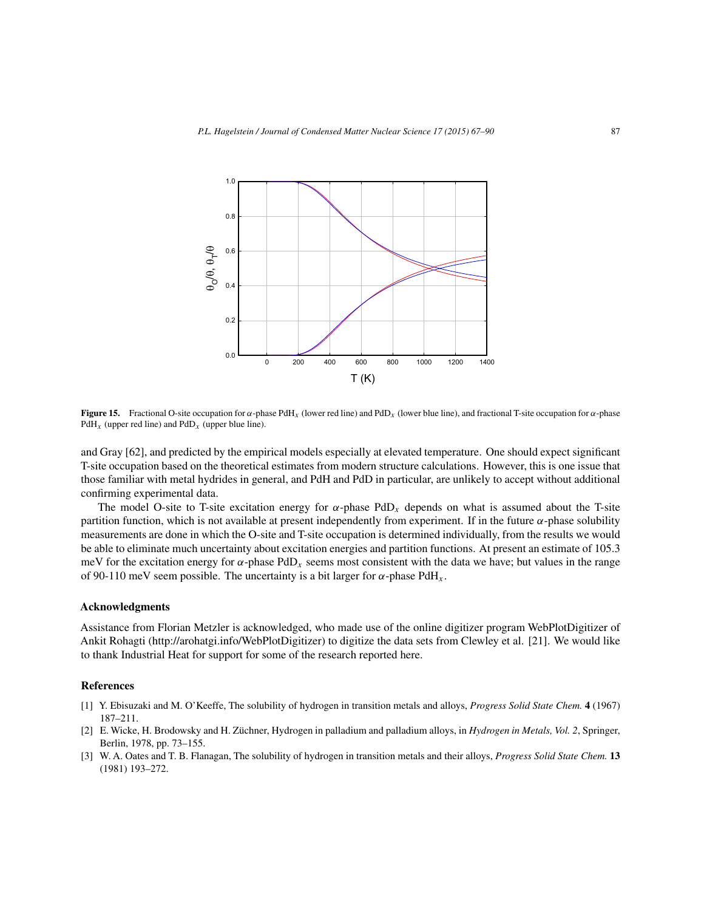Figure 15. Fractional O-site occupation for $\alpha$-phase $PdH_x$ (lower red line) and $PdD_x$ (lower blue line), and fractional T-site occupation for $\alpha$-phase $PdH_x$ (upper red line) and $PdD_x$ (upper blue line).

and Gray [62], and predicted by the empirical models especially at elevated temperature. One should expect significant T-site occupation based on the theoretical estimates from modern structure calculations. However, this is one issue that those familiar with metal hydrides in general, and PdH and PdD in particular, are unlikely to accept without additional confirming experimental data.

The model O-site to T-site excitation energy for $\alpha$-phase $PdD_x$ depends on what is assumed about the T-site partition function, which is not available at present independently from experiment. If in the future $\alpha$-phase solubility measurements are done in which the O-site and T-site occupation is determined individually, from the results we would be able to eliminate much uncertainty about excitation energies and partition functions. At present an estimate of 105.3 meV for the excitation energy for $\alpha$-phase $PdD_x$ seems most consistent with the data we have; but values in the range of 90-110 meV seem possible. The uncertainty is a bit larger for $\alpha$-phase $PdH_x$.

## Acknowledgments

Assistance from Florian Metzler is acknowledged, who made use of the online digitizer program WebPlotDigitizer of Ankit Rohagti (http://arohatgi.info/WebPlotDigitizer) to digitize the data sets from Clewley et al. [21]. We would like to thank Industrial Heat for support for some of the research reported here.

## References

[1] Y. Ebisuzaki and M. O'Keeffe, The solubility of hydrogen in transition metals and alloys, *Progress Solid State Chem.* **4** (1967) 187–211.

[2] E. Wicke, H. Brodowsky and H. Züchner, Hydrogen in palladium and palladium alloys, in *Hydrogen in Metals, Vol. 2*, Springer, Berlin, 1978, pp. 73–155.

[3] W. A. Oates and T. B. Flanagan, The solubility of hydrogen in transition metals and their alloys, *Progress Solid State Chem.* **13** (1981) 193–272.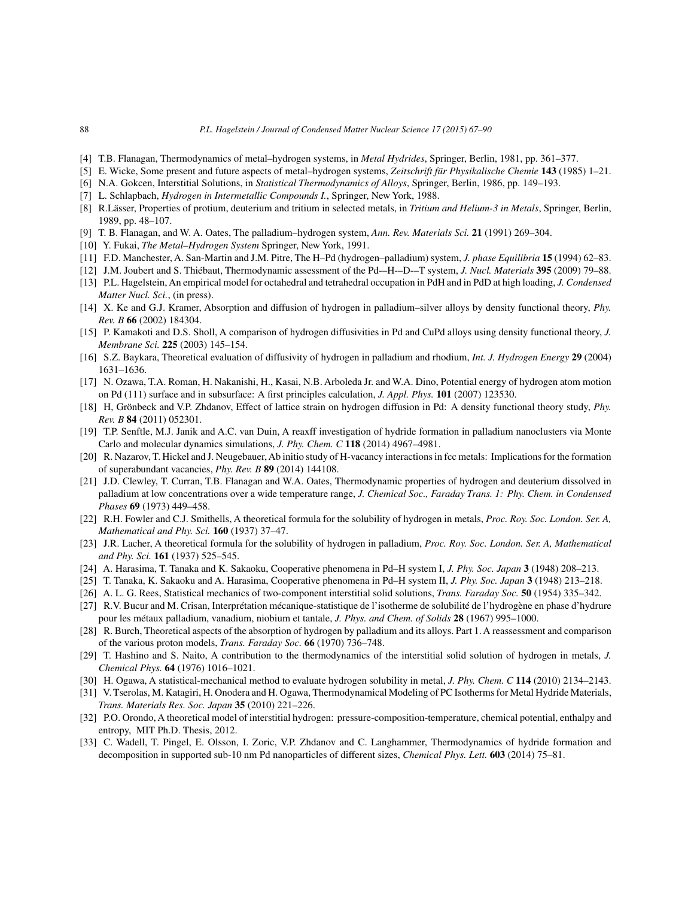[4] T.B. Flanagan, Thermodynamics of metal–hydrogen systems, in *Metal Hydrides*, Springer, Berlin, 1981, pp. 361–377.

[5] E. Wicke, Some present and future aspects of metal–hydrogen systems, *Zeitschrift für Physikalische Chemie* **143** (1985) 1–21.

[6] N.A. Gokcen, Interstitial Solutions, in *Statistical Thermodynamics of Alloys*, Springer, Berlin, 1986, pp. 149–193.

[7] L. Schlapbach, *Hydrogen in Intermetallic Compounds I.*, Springer, New York, 1988.

[8] R.Lässer, Properties of protium, deuterium and tritium in selected metals, in *Tritium and Helium-3 in Metals*, Springer, Berlin, 1989, pp. 48–107.

[9] T. B. Flanagan, and W. A. Oates, The palladium–hydrogen system, *Ann. Rev. Materials Sci.* **21** (1991) 269–304.

[10] Y. Fukai, *The Metal–Hydrogen System* Springer, New York, 1991.

[11] F.D. Manchester, A. San-Martin and J.M. Pitre, The H–Pd (hydrogen–palladium) system, *J. phase Equilibria* **15** (1994) 62–83.

[12] J.M. Joubert and S. Thiébaut, Thermodynamic assessment of the Pd-–H-–D-–T system, *J. Nucl. Materials* **395** (2009) 79–88.

[13] P.L. Hagelstein, An empirical model for octahedral and tetrahedral occupation in PdH and in PdD at high loading, *J. Condensed Matter Nucl. Sci.*, (in press).

[14] X. Ke and G.J. Kramer, Absorption and diffusion of hydrogen in palladium–silver alloys by density functional theory, *Phy. Rev. B* **66** (2002) 184304.

[15] P. Kamakoti and D.S. Sholl, A comparison of hydrogen diffusivities in Pd and CuPd alloys using density functional theory, *J. Membrane Sci.* **225** (2003) 145–154.

[16] S.Z. Baykara, Theoretical evaluation of diffusivity of hydrogen in palladium and rhodium, *Int. J. Hydrogen Energy* **29** (2004) 1631–1636.

[17] N. Ozawa, T.A. Roman, H. Nakanishi, H., Kasai, N.B. Arboleda Jr. and W.A. Dino, Potential energy of hydrogen atom motion on Pd (111) surface and in subsurface: A first principles calculation, *J. Appl. Phys.* **101** (2007) 123530.

[18] H, Grönbeck and V.P. Zhdanov, Effect of lattice strain on hydrogen diffusion in Pd: A density functional theory study, *Phy. Rev. B* **84** (2011) 052301.

[19] T.P. Senftle, M.J. Janik and A.C. van Duin, A reaxff investigation of hydride formation in palladium nanoclusters via Monte Carlo and molecular dynamics simulations, *J. Phy. Chem. C* **118** (2014) 4967–4981.

[20] R. Nazarov, T. Hickel and J. Neugebauer, Ab initio study of H-vacancy interactions in fcc metals: Implications for the formation of superabundant vacancies, *Phy. Rev. B* **89** (2014) 144108.

[21] J.D. Clewley, T. Curran, T.B. Flanagan and W.A. Oates, Thermodynamic properties of hydrogen and deuterium dissolved in palladium at low concentrations over a wide temperature range, *J. Chemical Soc., Faraday Trans. 1: Phy. Chem. in Condensed Phases* **69** (1973) 449–458.

[22] R.H. Fowler and C.J. Smithells, A theoretical formula for the solubility of hydrogen in metals, *Proc. Roy. Soc. London. Ser. A, Mathematical and Phy. Sci.* **160** (1937) 37–47.

[23] J.R. Lacher, A theoretical formula for the solubility of hydrogen in palladium, *Proc. Roy. Soc. London. Ser. A, Mathematical and Phy. Sci.* **161** (1937) 525–545.

[24] A. Harasima, T. Tanaka and K. Sakaoku, Cooperative phenomena in Pd–H system I, *J. Phy. Soc. Japan* **3** (1948) 208–213.

[25] T. Tanaka, K. Sakaoku and A. Harasima, Cooperative phenomena in Pd–H system II, *J. Phy. Soc. Japan* **3** (1948) 213–218.

[26] A. L. G. Rees, Statistical mechanics of two-component interstitial solid solutions, *Trans. Faraday Soc.* **50** (1954) 335–342.

[27] R.V. Bucur and M. Crisan, Interprétation mécanique-statistique de l'isotherme de solubilité de l'hydrogène en phase d'hydrure pour les métaux palladium, vanadium, niobium et tantale, *J. Phys. and Chem. of Solids* **28** (1967) 995–1000.

[28] R. Burch, Theoretical aspects of the absorption of hydrogen by palladium and its alloys. Part 1. A reassessment and comparison of the various proton models, *Trans. Faraday Soc.* **66** (1970) 736–748.

[29] T. Hashino and S. Naito, A contribution to the thermodynamics of the interstitial solid solution of hydrogen in metals, *J. Chemical Phys.* **64** (1976) 1016–1021.

[30] H. Ogawa, A statistical-mechanical method to evaluate hydrogen solubility in metal, *J. Phy. Chem. C* **114** (2010) 2134–2143.

[31] V. Tserolas, M. Katagiri, H. Onodera and H. Ogawa, Thermodynamical Modeling of PC Isotherms for Metal Hydride Materials, *Trans. Materials Res. Soc. Japan* **35** (2010) 221–226.

[32] P.O. Orondo, A theoretical model of interstitial hydrogen: pressure-composition-temperature, chemical potential, enthalpy and entropy, MIT Ph.D. Thesis, 2012.

[33] C. Wadell, T. Pingel, E. Olsson, I. Zoric, V.P. Zhdanov and C. Langhammer, Thermodynamics of hydride formation and decomposition in supported sub-10 nm Pd nanoparticles of different sizes, *Chemical Phys. Lett.* **603** (2014) 75–81.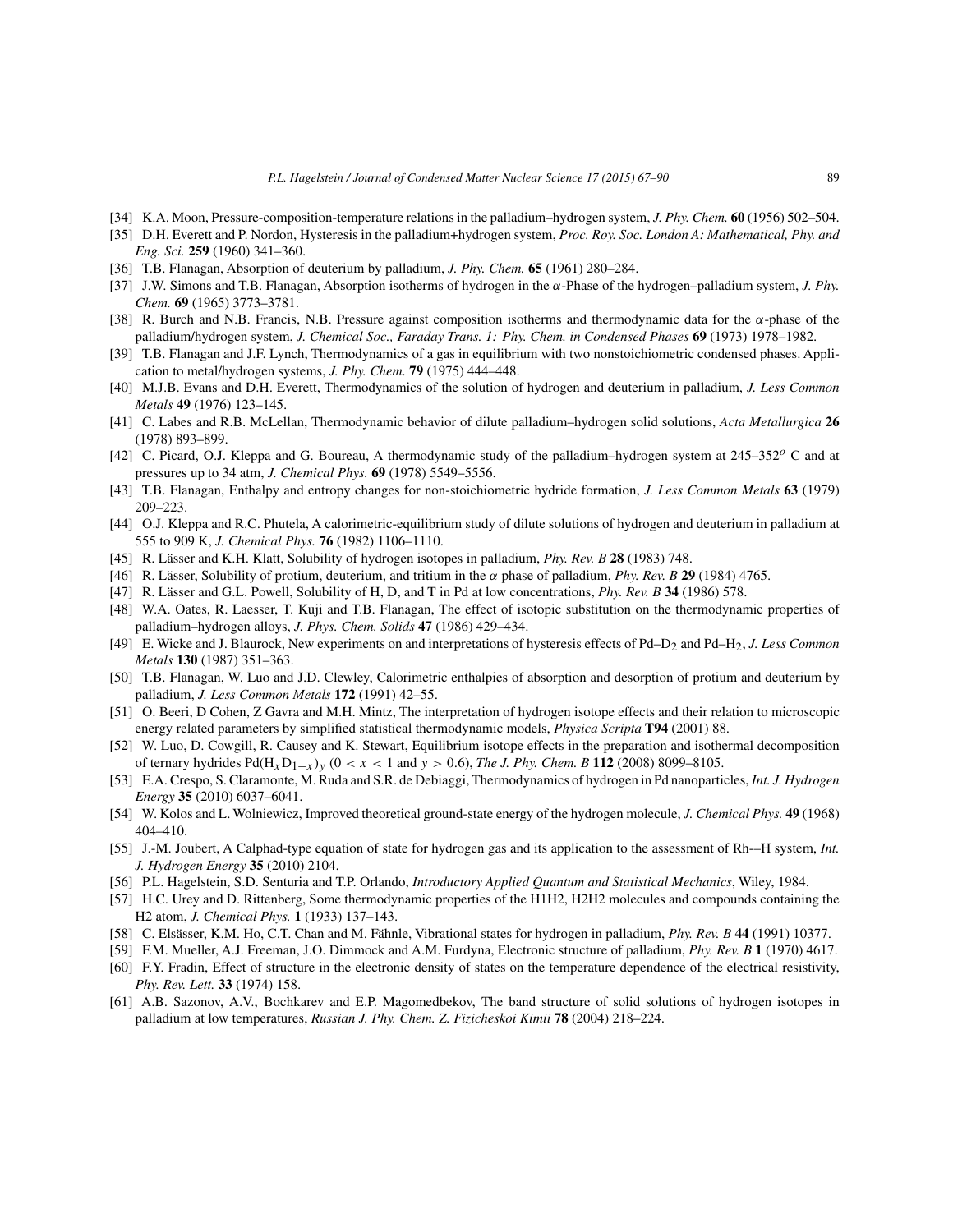[34] K.A. Moon, Pressure-composition-temperature relations in the palladium–hydrogen system, *J. Phy. Chem.* **60** (1956) 502–504.

[35] D.H. Everett and P. Nordon, Hysteresis in the palladium+hydrogen system, *Proc. Roy. Soc. London A: Mathematical, Phy. and Eng. Sci.* **259** (1960) 341–360.

[36] T.B. Flanagan, Absorption of deuterium by palladium, *J. Phy. Chem.* **65** (1961) 280–284.

[37] J.W. Simons and T.B. Flanagan, Absorption isotherms of hydrogen in the $\alpha$-Phase of the hydrogen–palladium system, *J. Phy. Chem.* **69** (1965) 3773–3781.

[38] R. Burch and N.B. Francis, N.B. Pressure against composition isotherms and thermodynamic data for the $\alpha$-phase of the palladium/hydrogen system, *J. Chemical Soc., Faraday Trans. 1: Phy. Chem. in Condensed Phases* **69** (1973) 1978–1982.

[39] T.B. Flanagan and J.F. Lynch, Thermodynamics of a gas in equilibrium with two nonstoichiometric condensed phases. Application to metal/hydrogen systems, *J. Phy. Chem.* **79** (1975) 444–448.

[40] M.J.B. Evans and D.H. Everett, Thermodynamics of the solution of hydrogen and deuterium in palladium, *J. Less Common Metals* **49** (1976) 123–145.

[41] C. Labes and R.B. McLellan, Thermodynamic behavior of dilute palladium–hydrogen solid solutions, *Acta Metallurgica* **26** (1978) 893–899.

[42] C. Picard, O.J. Kleppa and G. Boureau, A thermodynamic study of the palladium–hydrogen system at 245–352$^o$ C and at pressures up to 34 atm, *J. Chemical Phys.* **69** (1978) 5549–5556.

[43] T.B. Flanagan, Enthalpy and entropy changes for non-stoichiometric hydride formation, *J. Less Common Metals* **63** (1979) 209–223.

[44] O.J. Kleppa and R.C. Phutela, A calorimetric-equilibrium study of dilute solutions of hydrogen and deuterium in palladium at 555 to 909 K, *J. Chemical Phys.* **76** (1982) 1106–1110.

[45] R. Lässer and K.H. Klatt, Solubility of hydrogen isotopes in palladium, *Phy. Rev. B* **28** (1983) 748.

[46] R. Lässer, Solubility of protium, deuterium, and tritium in the $\alpha$ phase of palladium, *Phy. Rev. B* **29** (1984) 4765.

[47] R. Lässer and G.L. Powell, Solubility of H, D, and T in Pd at low concentrations, *Phy. Rev. B* **34** (1986) 578.

[48] W.A. Oates, R. Laesser, T. Kuji and T.B. Flanagan, The effect of isotopic substitution on the thermodynamic properties of palladium–hydrogen alloys, *J. Phys. Chem. Solids* **47** (1986) 429–434.

[49] E. Wicke and J. Blaurock, New experiments on and interpretations of hysteresis effects of Pd–$D_2$ and Pd–$H_2$, *J. Less Common Metals* **130** (1987) 351–363.

[50] T.B. Flanagan, W. Luo and J.D. Clewley, Calorimetric enthalpies of absorption and desorption of protium and deuterium by palladium, *J. Less Common Metals* **172** (1991) 42–55.

[51] O. Beeri, D Cohen, Z Gavra and M.H. Mintz, The interpretation of hydrogen isotope effects and their relation to microscopic energy related parameters by simplified statistical thermodynamic models, *Physica Scripta* **T94** (2001) 88.

[52] W. Luo, D. Cowgill, R. Causey and K. Stewart, Equilibrium isotope effects in the preparation and isothermal decomposition of ternary hydrides Pd$(H_xD_{1-x})_y$ $(0 < x < 1$ and $y > 0.6)$, *The J. Phy. Chem. B* **112** (2008) 8099–8105.

[53] E.A. Crespo, S. Claramonte, M. Ruda and S.R. de Debiaggi, Thermodynamics of hydrogen in Pd nanoparticles, *Int. J. Hydrogen Energy* **35** (2010) 6037–6041.

[54] W. Kolos and L. Wolniewicz, Improved theoretical ground-state energy of the hydrogen molecule, *J. Chemical Phys.* **49** (1968) 404–410.

[55] J.-M. Joubert, A Calphad-type equation of state for hydrogen gas and its application to the assessment of Rh-–H system, *Int. J. Hydrogen Energy* **35** (2010) 2104.

[56] P.L. Hagelstein, S.D. Senturia and T.P. Orlando, *Introductory Applied Quantum and Statistical Mechanics*, Wiley, 1984.

[57] H.C. Urey and D. Rittenberg, Some thermodynamic properties of the H1H2, H2H2 molecules and compounds containing the H2 atom, *J. Chemical Phys.* **1** (1933) 137–143.

[58] C. Elsässer, K.M. Ho, C.T. Chan and M. Fähnle, Vibrational states for hydrogen in palladium, *Phy. Rev. B* **44** (1991) 10377.

[59] F.M. Mueller, A.J. Freeman, J.O. Dimmock and A.M. Furdyna, Electronic structure of palladium, *Phy. Rev. B* **1** (1970) 4617.

[60] F.Y. Fradin, Effect of structure in the electronic density of states on the temperature dependence of the electrical resistivity, *Phy. Rev. Lett.* **33** (1974) 158.

[61] A.B. Sazonov, A.V., Bochkarev and E.P. Magomedbekov, The band structure of solid solutions of hydrogen isotopes in palladium at low temperatures, *Russian J. Phy. Chem. Z. Fizicheskoi Kimii* **78** (2004) 218–224.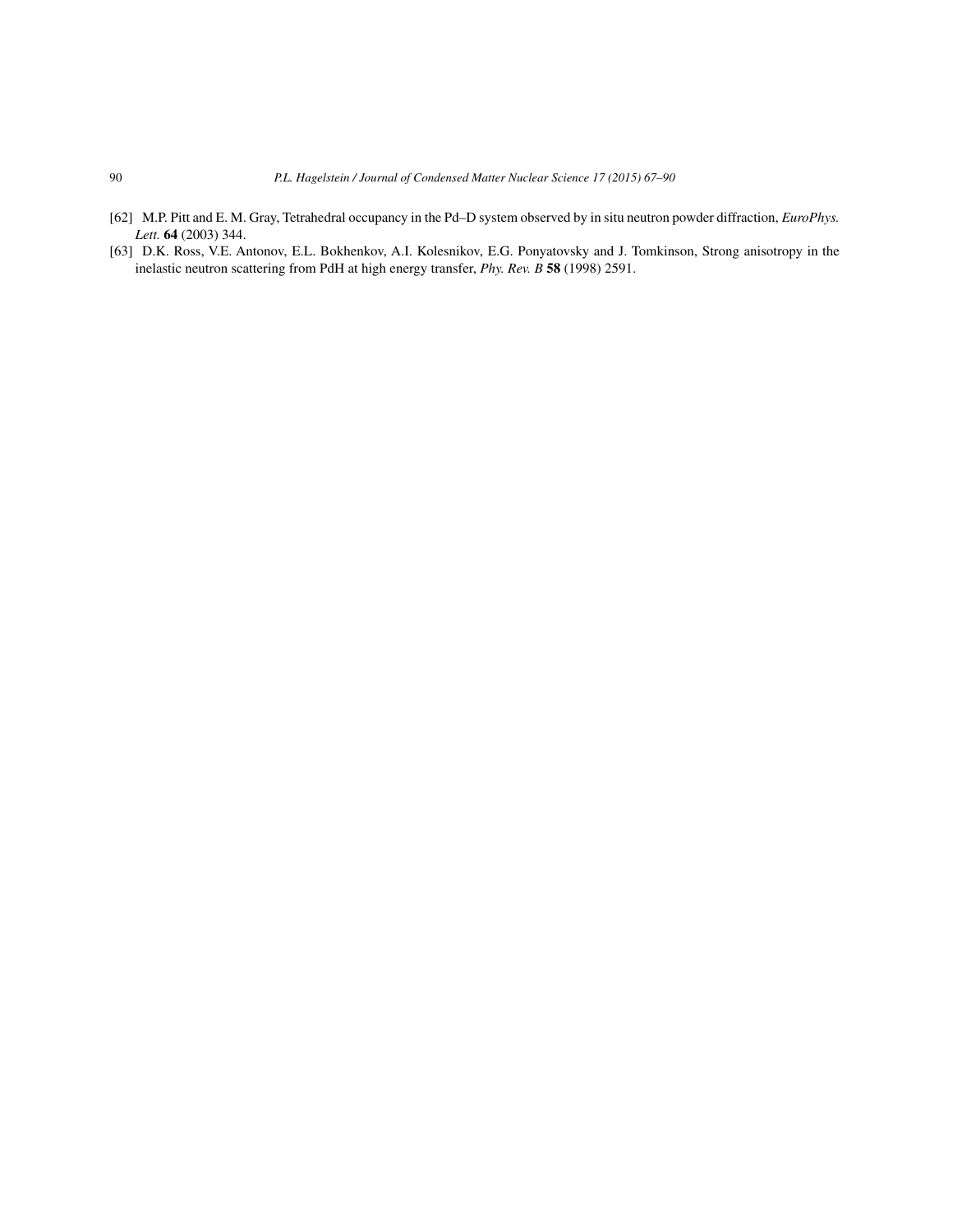[62] M.P. Pitt and E. M. Gray, Tetrahedral occupancy in the Pd–D system observed by in situ neutron powder diffraction, *EuroPhys. Lett*. **64** (2003) 344.

[63] D.K. Ross, V.E. Antonov, E.L. Bokhenkov, A.I. Kolesnikov, E.G. Ponyatovsky and J. Tomkinson, Strong anisotropy in the inelastic neutron scattering from PdH at high energy transfer, *Phy. Rev. B* **58** (1998) 2591.